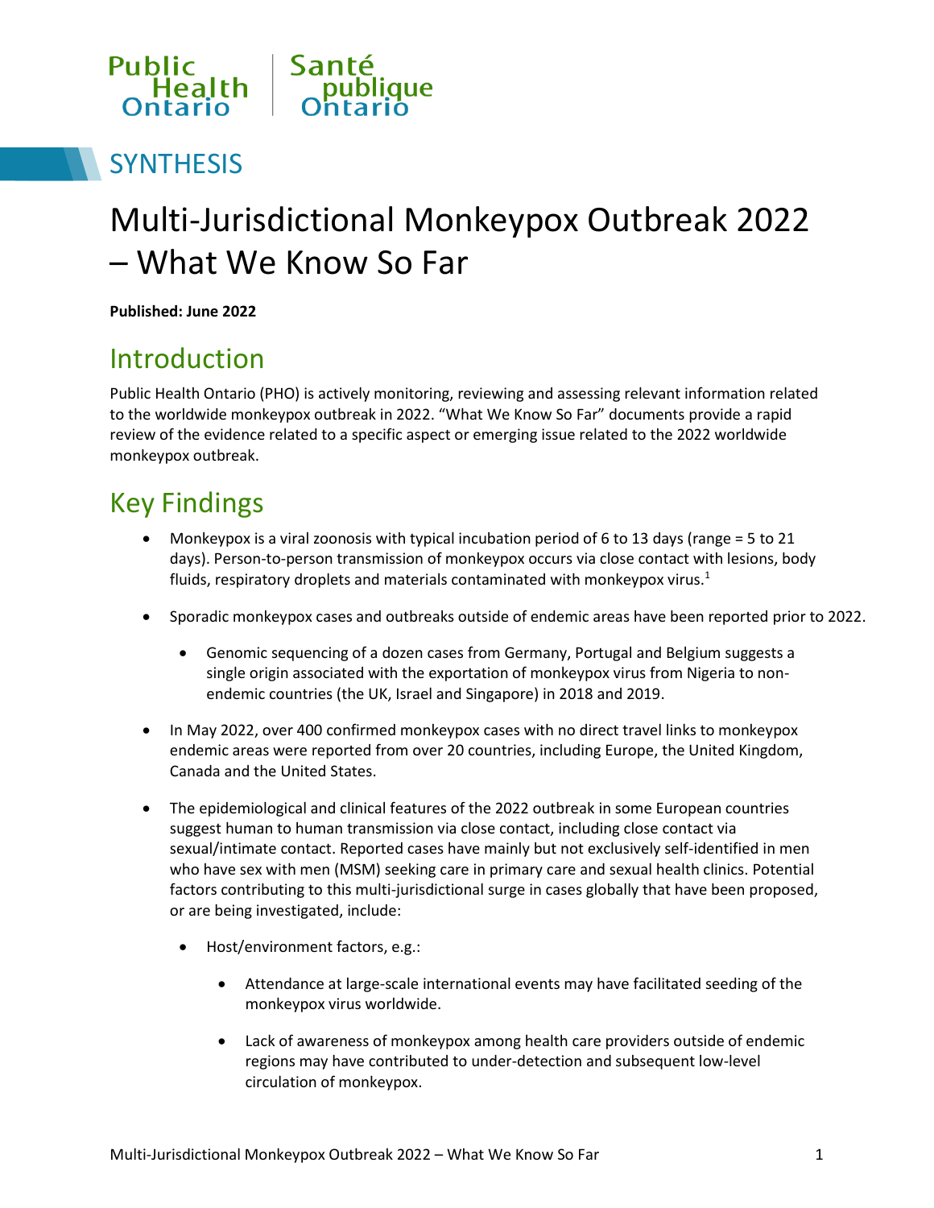Public Health Ontario | Santé publique Ontario

SYNTHESIS

# Multi-Jurisdictional Monkeypox Outbreak 2022 – What We Know So Far

**Published: June 2022**

## Introduction

Public Health Ontario (PHO) is actively monitoring, reviewing and assessing relevant information related to the worldwide monkeypox outbreak in 2022. “What We Know So Far” documents provide a rapid review of the evidence related to a specific aspect or emerging issue related to the 2022 worldwide monkeypox outbreak.

## Key Findings

- Monkeypox is a viral zoonosis with typical incubation period of 6 to 13 days (range = 5 to 21 days). Person-to-person transmission of monkeypox occurs via close contact with lesions, body fluids, respiratory droplets and materials contaminated with monkeypox virus.[1]
- Sporadic monkeypox cases and outbreaks outside of endemic areas have been reported prior to 2022.
  - Genomic sequencing of a dozen cases from Germany, Portugal and Belgium suggests a single origin associated with the exportation of monkeypox virus from Nigeria to non-endemic countries (the UK, Israel and Singapore) in 2018 and 2019.
- In May 2022, over 400 confirmed monkeypox cases with no direct travel links to monkeypox endemic areas were reported from over 20 countries, including Europe, the United Kingdom, Canada and the United States.
- The epidemiological and clinical features of the 2022 outbreak in some European countries suggest human to human transmission via close contact, including close contact via sexual/intimate contact. Reported cases have mainly but not exclusively self-identified in men who have sex with men (MSM) seeking care in primary care and sexual health clinics. Potential factors contributing to this multi-jurisdictional surge in cases globally that have been proposed, or are being investigated, include:
  - Host/environment factors, e.g.:
    - Attendance at large-scale international events may have facilitated seeding of the monkeypox virus worldwide.
    - Lack of awareness of monkeypox among health care providers outside of endemic regions may have contributed to under-detection and subsequent low-level circulation of monkeypox.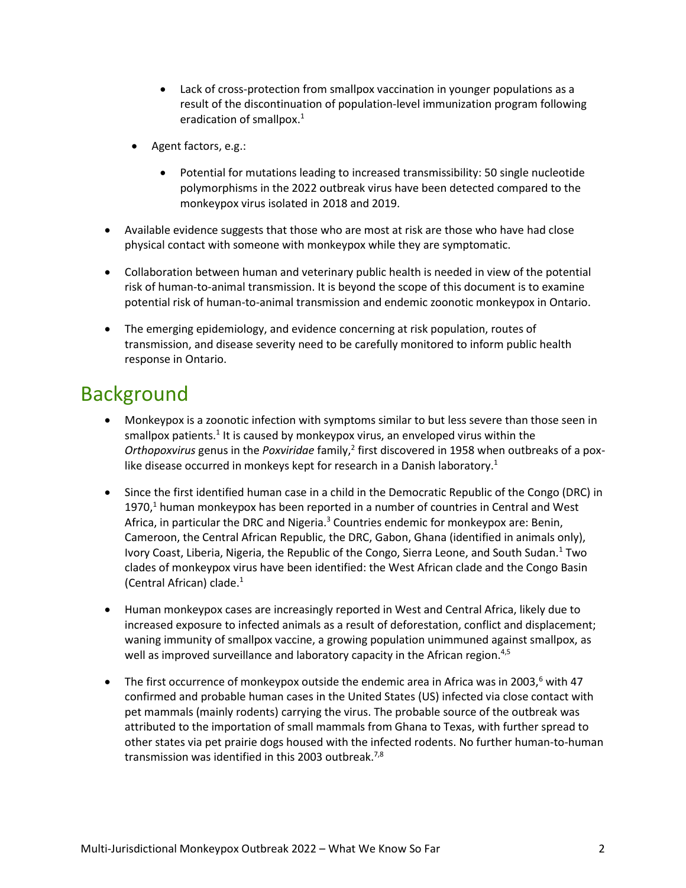- Lack of cross-protection from smallpox vaccination in younger populations as a result of the discontinuation of population-level immunization program following eradication of smallpox.[1]
  - Agent factors, e.g.:
    - Potential for mutations leading to increased transmissibility: 50 single nucleotide polymorphisms in the 2022 outbreak virus have been detected compared to the monkeypox virus isolated in 2018 and 2019.
- Available evidence suggests that those who are most at risk are those who have had close physical contact with someone with monkeypox while they are symptomatic.
- Collaboration between human and veterinary public health is needed in view of the potential risk of human-to-animal transmission. It is beyond the scope of this document is to examine potential risk of human-to-animal transmission and endemic zoonotic monkeypox in Ontario.
- The emerging epidemiology, and evidence concerning at risk population, routes of transmission, and disease severity need to be carefully monitored to inform public health response in Ontario.

# Background

- Monkeypox is a zoonotic infection with symptoms similar to but less severe than those seen in smallpox patients.[1] It is caused by monkeypox virus, an enveloped virus within the *Orthopoxvirus* genus in the *Poxviridae* family,[2] first discovered in 1958 when outbreaks of a pox-like disease occurred in monkeys kept for research in a Danish laboratory.[1]
- Since the first identified human case in a child in the Democratic Republic of the Congo (DRC) in 1970,[1] human monkeypox has been reported in a number of countries in Central and West Africa, in particular the DRC and Nigeria.[3] Countries endemic for monkeypox are: Benin, Cameroon, the Central African Republic, the DRC, Gabon, Ghana (identified in animals only), Ivory Coast, Liberia, Nigeria, the Republic of the Congo, Sierra Leone, and South Sudan.[1] Two clades of monkeypox virus have been identified: the West African clade and the Congo Basin (Central African) clade.[1]
- Human monkeypox cases are increasingly reported in West and Central Africa, likely due to increased exposure to infected animals as a result of deforestation, conflict and displacement; waning immunity of smallpox vaccine, a growing population unimmuned against smallpox, as well as improved surveillance and laboratory capacity in the African region.[4,5]
- The first occurrence of monkeypox outside the endemic area in Africa was in 2003,[6] with 47 confirmed and probable human cases in the United States (US) infected via close contact with pet mammals (mainly rodents) carrying the virus. The probable source of the outbreak was attributed to the importation of small mammals from Ghana to Texas, with further spread to other states via pet prairie dogs housed with the infected rodents. No further human-to-human transmission was identified in this 2003 outbreak.[7,8]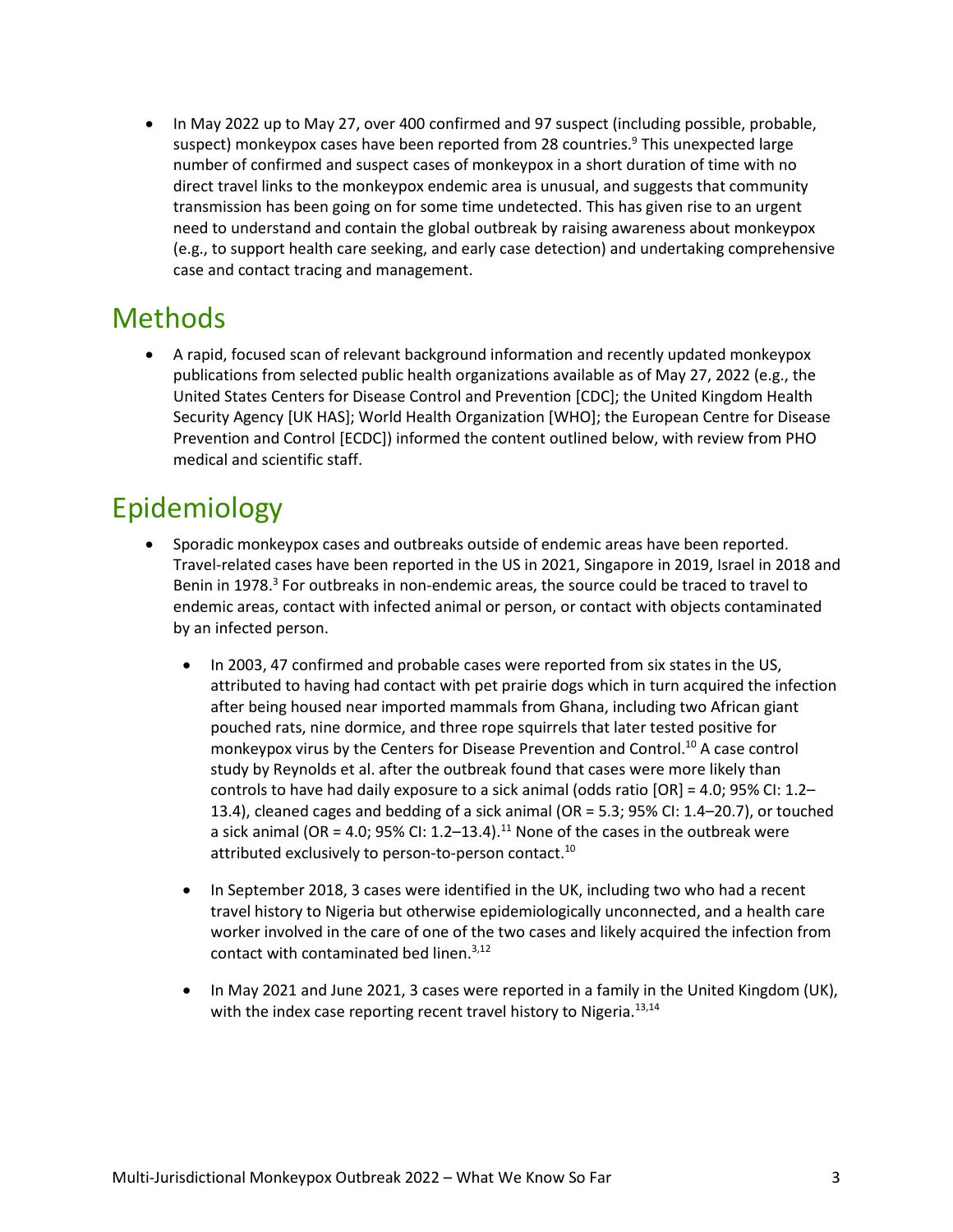- In May 2022 up to May 27, over 400 confirmed and 97 suspect (including possible, probable, suspect) monkeypox cases have been reported from 28 countries.[9] This unexpected large number of confirmed and suspect cases of monkeypox in a short duration of time with no direct travel links to the monkeypox endemic area is unusual, and suggests that community transmission has been going on for some time undetected. This has given rise to an urgent need to understand and contain the global outbreak by raising awareness about monkeypox (e.g., to support health care seeking, and early case detection) and undertaking comprehensive case and contact tracing and management.

# Methods

- A rapid, focused scan of relevant background information and recently updated monkeypox publications from selected public health organizations available as of May 27, 2022 (e.g., the United States Centers for Disease Control and Prevention [CDC]; the United Kingdom Health Security Agency [UK HAS]; World Health Organization [WHO]; the European Centre for Disease Prevention and Control [ECDC]) informed the content outlined below, with review from PHO medical and scientific staff.

# Epidemiology

- Sporadic monkeypox cases and outbreaks outside of endemic areas have been reported. Travel-related cases have been reported in the US in 2021, Singapore in 2019, Israel in 2018 and Benin in 1978.[3] For outbreaks in non-endemic areas, the source could be traced to travel to endemic areas, contact with infected animal or person, or contact with objects contaminated by an infected person.
    - In 2003, 47 confirmed and probable cases were reported from six states in the US, attributed to having had contact with pet prairie dogs which in turn acquired the infection after being housed near imported mammals from Ghana, including two African giant pouched rats, nine dormice, and three rope squirrels that later tested positive for monkeypox virus by the Centers for Disease Prevention and Control.[10] A case control study by Reynolds et al. after the outbreak found that cases were more likely than controls to have had daily exposure to a sick animal (odds ratio [OR] = 4.0; 95% CI: 1.2–13.4), cleaned cages and bedding of a sick animal (OR = 5.3; 95% CI: 1.4–20.7), or touched a sick animal (OR = 4.0; 95% CI: 1.2–13.4).[11] None of the cases in the outbreak were attributed exclusively to person-to-person contact.[10]
    - In September 2018, 3 cases were identified in the UK, including two who had a recent travel history to Nigeria but otherwise epidemiologically unconnected, and a health care worker involved in the care of one of the two cases and likely acquired the infection from contact with contaminated bed linen.[3,12]
    - In May 2021 and June 2021, 3 cases were reported in a family in the United Kingdom (UK), with the index case reporting recent travel history to Nigeria.[13,14]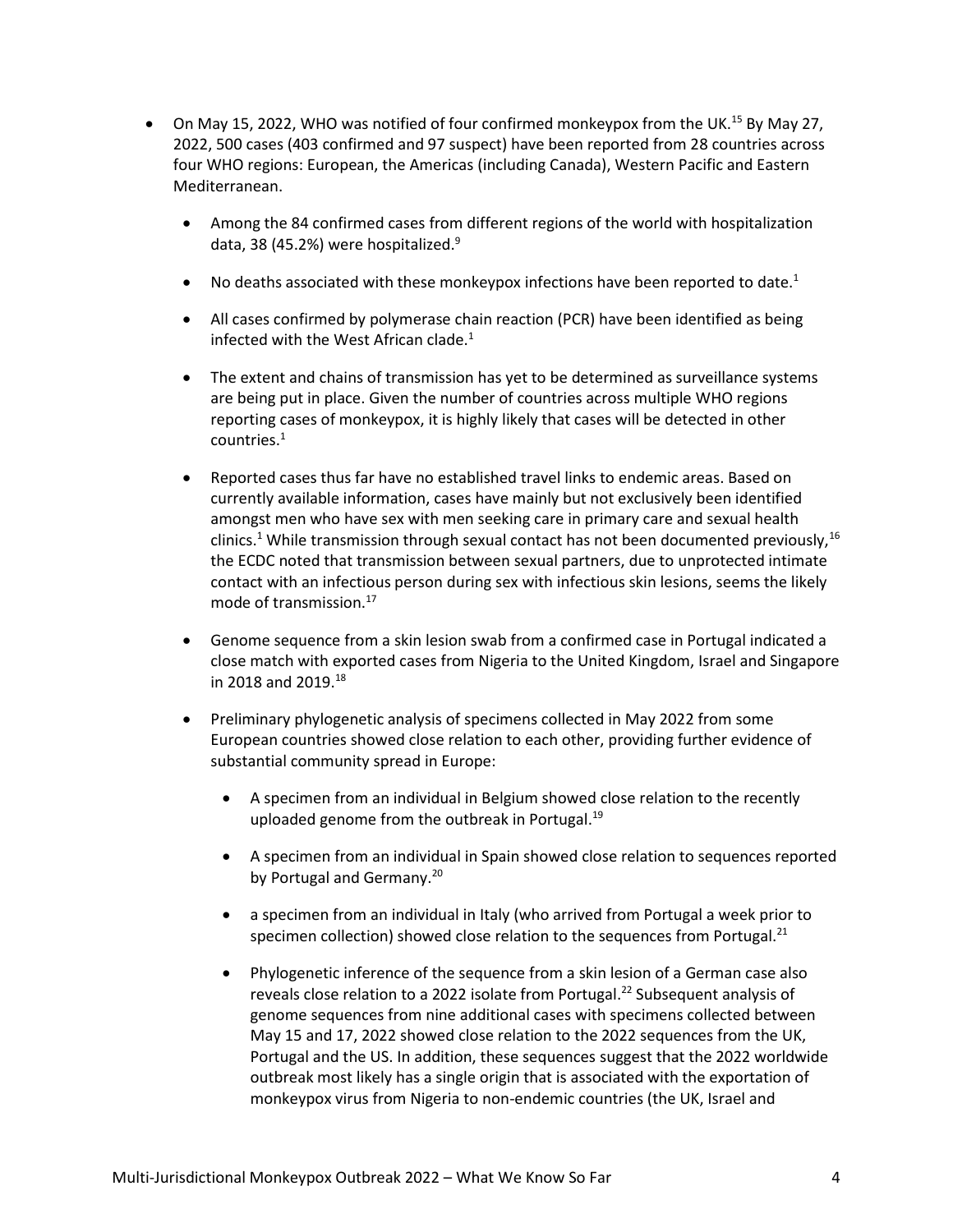- On May 15, 2022, WHO was notified of four confirmed monkeypox from the UK.[15] By May 27, 2022, 500 cases (403 confirmed and 97 suspect) have been reported from 28 countries across four WHO regions: European, the Americas (including Canada), Western Pacific and Eastern Mediterranean.
    - Among the 84 confirmed cases from different regions of the world with hospitalization data, 38 (45.2%) were hospitalized.[9]
    - No deaths associated with these monkeypox infections have been reported to date.[1]
    - All cases confirmed by polymerase chain reaction (PCR) have been identified as being infected with the West African clade.[1]
    - The extent and chains of transmission has yet to be determined as surveillance systems are being put in place. Given the number of countries across multiple WHO regions reporting cases of monkeypox, it is highly likely that cases will be detected in other countries.[1]
    - Reported cases thus far have no established travel links to endemic areas. Based on currently available information, cases have mainly but not exclusively been identified amongst men who have sex with men seeking care in primary care and sexual health clinics.[1] While transmission through sexual contact has not been documented previously,[16] the ECDC noted that transmission between sexual partners, due to unprotected intimate contact with an infectious person during sex with infectious skin lesions, seems the likely mode of transmission.[17]
    - Genome sequence from a skin lesion swab from a confirmed case in Portugal indicated a close match with exported cases from Nigeria to the United Kingdom, Israel and Singapore in 2018 and 2019.[18]
    - Preliminary phylogenetic analysis of specimens collected in May 2022 from some European countries showed close relation to each other, providing further evidence of substantial community spread in Europe:
        - A specimen from an individual in Belgium showed close relation to the recently uploaded genome from the outbreak in Portugal.[19]
        - A specimen from an individual in Spain showed close relation to sequences reported by Portugal and Germany.[20]
        - a specimen from an individual in Italy (who arrived from Portugal a week prior to specimen collection) showed close relation to the sequences from Portugal.[21]
        - Phylogenetic inference of the sequence from a skin lesion of a German case also reveals close relation to a 2022 isolate from Portugal.[22] Subsequent analysis of genome sequences from nine additional cases with specimens collected between May 15 and 17, 2022 showed close relation to the 2022 sequences from the UK, Portugal and the US. In addition, these sequences suggest that the 2022 worldwide outbreak most likely has a single origin that is associated with the exportation of monkeypox virus from Nigeria to non-endemic countries (the UK, Israel and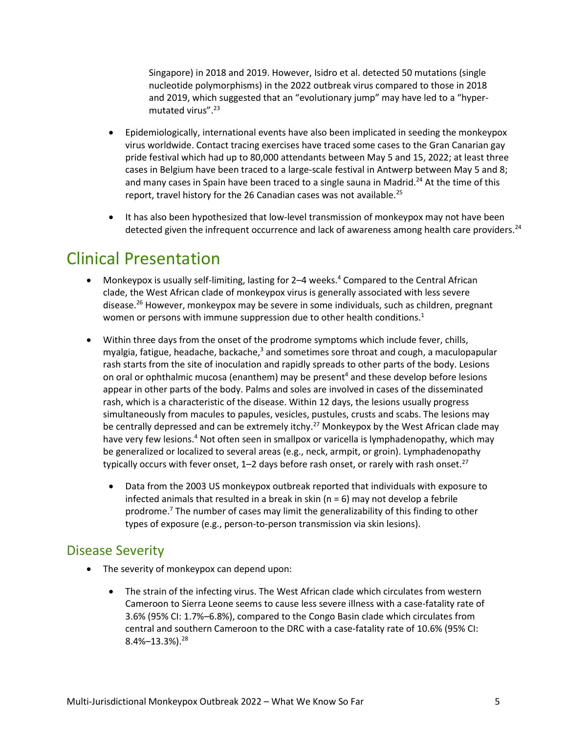Singapore) in 2018 and 2019. However, Isidro et al. detected 50 mutations (single nucleotide polymorphisms) in the 2022 outbreak virus compared to those in 2018 and 2019, which suggested that an "evolutionary jump" may have led to a "hyper-mutated virus".[23]

- Epidemiologically, international events have also been implicated in seeding the monkeypox virus worldwide. Contact tracing exercises have traced some cases to the Gran Canarian gay pride festival which had up to 80,000 attendants between May 5 and 15, 2022; at least three cases in Belgium have been traced to a large-scale festival in Antwerp between May 5 and 8; and many cases in Spain have been traced to a single sauna in Madrid.[24] At the time of this report, travel history for the 26 Canadian cases was not available.[25]

- It has also been hypothesized that low-level transmission of monkeypox may not have been detected given the infrequent occurrence and lack of awareness among health care providers.[24]

# Clinical Presentation

- Monkeypox is usually self-limiting, lasting for 2–4 weeks.[4] Compared to the Central African clade, the West African clade of monkeypox virus is generally associated with less severe disease.[26] However, monkeypox may be severe in some individuals, such as children, pregnant women or persons with immune suppression due to other health conditions.[1]

- Within three days from the onset of the prodrome symptoms which include fever, chills, myalgia, fatigue, headache, backache,[3] and sometimes sore throat and cough, a maculopapular rash starts from the site of inoculation and rapidly spreads to other parts of the body. Lesions on oral or ophthalmic mucosa (enanthem) may be present[4] and these develop before lesions appear in other parts of the body. Palms and soles are involved in cases of the disseminated rash, which is a characteristic of the disease. Within 12 days, the lesions usually progress simultaneously from macules to papules, vesicles, pustules, crusts and scabs. The lesions may be centrally depressed and can be extremely itchy.[27] Monkeypox by the West African clade may have very few lesions.[4] Not often seen in smallpox or varicella is lymphadenopathy, which may be generalized or localized to several areas (e.g., neck, armpit, or groin). Lymphadenopathy typically occurs with fever onset, 1–2 days before rash onset, or rarely with rash onset.[27]

  - Data from the 2003 US monkeypox outbreak reported that individuals with exposure to infected animals that resulted in a break in skin (n = 6) may not develop a febrile prodrome.[7] The number of cases may limit the generalizability of this finding to other types of exposure (e.g., person-to-person transmission via skin lesions).

## Disease Severity

- The severity of monkeypox can depend upon:

  - The strain of the infecting virus. The West African clade which circulates from western Cameroon to Sierra Leone seems to cause less severe illness with a case-fatality rate of 3.6% (95% CI: 1.7%–6.8%), compared to the Congo Basin clade which circulates from central and southern Cameroon to the DRC with a case-fatality rate of 10.6% (95% CI: 8.4%–13.3%).[28]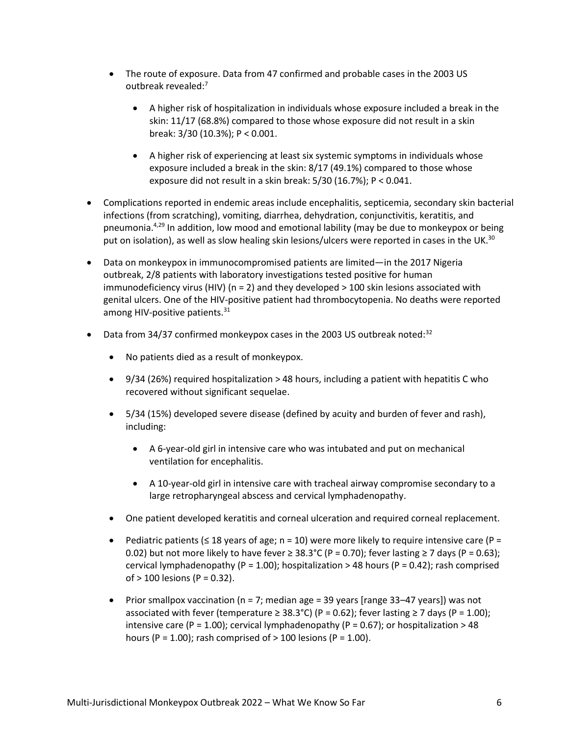- The route of exposure. Data from 47 confirmed and probable cases in the 2003 US outbreak revealed:[7]
  - A higher risk of hospitalization in individuals whose exposure included a break in the skin: 11/17 (68.8%) compared to those whose exposure did not result in a skin break: 3/30 (10.3%); $P < 0.001$.
  - A higher risk of experiencing at least six systemic symptoms in individuals whose exposure included a break in the skin: 8/17 (49.1%) compared to those whose exposure did not result in a skin break: 5/30 (16.7%); $P < 0.041$.
- Complications reported in endemic areas include encephalitis, septicemia, secondary skin bacterial infections (from scratching), vomiting, diarrhea, dehydration, conjunctivitis, keratitis, and pneumonia.[4,29] In addition, low mood and emotional lability (may be due to monkeypox or being put on isolation), as well as slow healing skin lesions/ulcers were reported in cases in the UK.[30]
- Data on monkeypox in immunocompromised patients are limited—in the 2017 Nigeria outbreak, 2/8 patients with laboratory investigations tested positive for human immunodeficiency virus (HIV) (n = 2) and they developed > 100 skin lesions associated with genital ulcers. One of the HIV-positive patient had thrombocytopenia. No deaths were reported among HIV-positive patients.[31]
- Data from 34/37 confirmed monkeypox cases in the 2003 US outbreak noted:[32]
  - No patients died as a result of monkeypox.
  - 9/34 (26%) required hospitalization > 48 hours, including a patient with hepatitis C who recovered without significant sequelae.
  - 5/34 (15%) developed severe disease (defined by acuity and burden of fever and rash), including:
    - A 6-year-old girl in intensive care who was intubated and put on mechanical ventilation for encephalitis.
    - A 10-year-old girl in intensive care with tracheal airway compromise secondary to a large retropharyngeal abscess and cervical lymphadenopathy.
  - One patient developed keratitis and corneal ulceration and required corneal replacement.
  - Pediatric patients (≤ 18 years of age; n = 10) were more likely to require intensive care ($P = 0.02$) but not more likely to have fever ≥ 38.3°C ($P = 0.70$); fever lasting ≥ 7 days ($P = 0.63$); cervical lymphadenopathy ($P = 1.00$); hospitalization > 48 hours ($P = 0.42$); rash comprised of > 100 lesions ($P = 0.32$).
  - Prior smallpox vaccination (n = 7; median age = 39 years [range 33–47 years]) was not associated with fever (temperature ≥ 38.3°C) ($P = 0.62$); fever lasting ≥ 7 days ($P = 1.00$); intensive care ($P = 1.00$); cervical lymphadenopathy ($P = 0.67$); or hospitalization > 48 hours ($P = 1.00$); rash comprised of > 100 lesions ($P = 1.00$).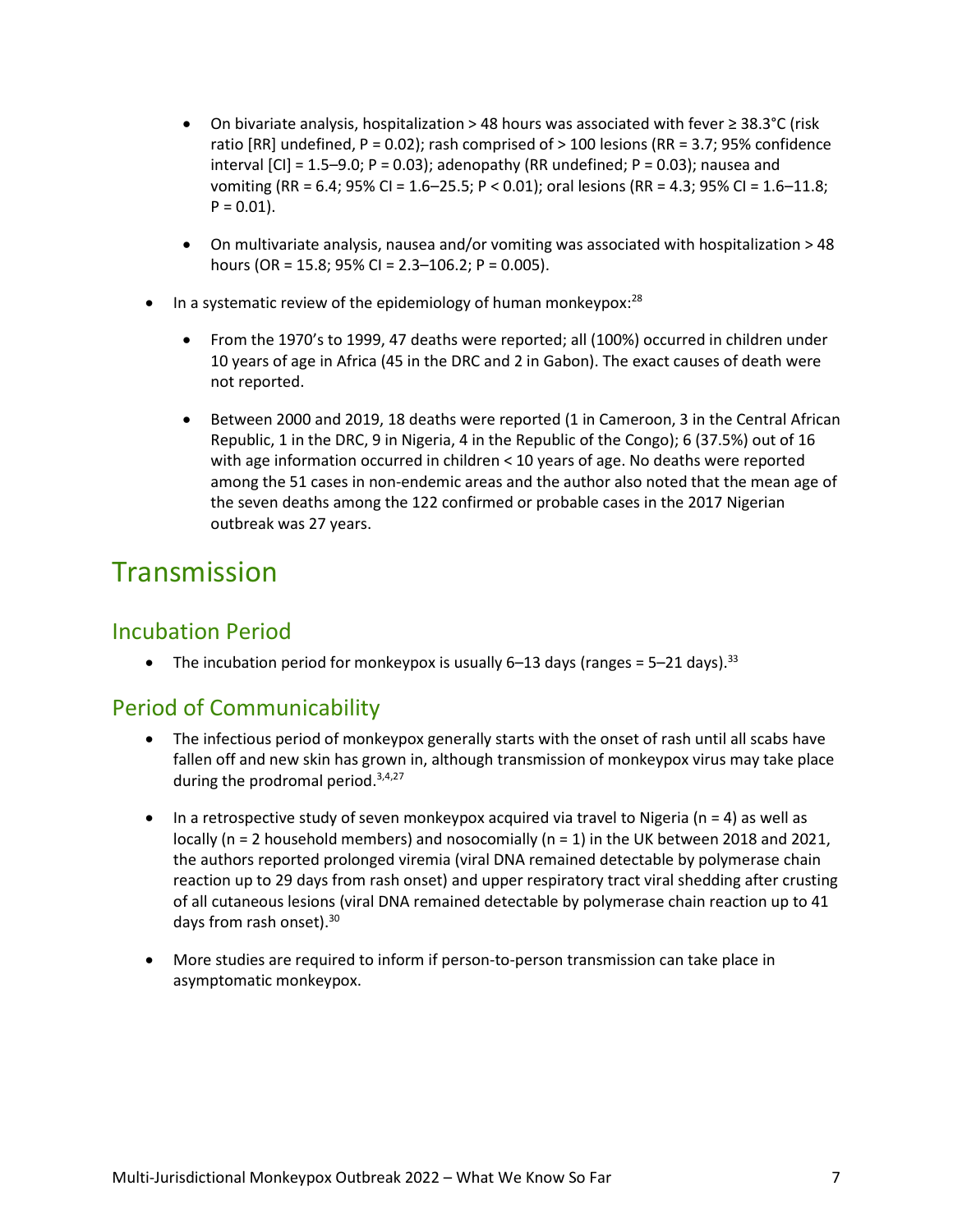- On bivariate analysis, hospitalization > 48 hours was associated with fever ≥ 38.3°C (risk ratio [RR] undefined, P = 0.02); rash comprised of > 100 lesions (RR = 3.7; 95% confidence interval [CI] = 1.5–9.0; P = 0.03); adenopathy (RR undefined; P = 0.03); nausea and vomiting (RR = 6.4; 95% CI = 1.6–25.5; P < 0.01); oral lesions (RR = 4.3; 95% CI = 1.6–11.8; P = 0.01).
  - On multivariate analysis, nausea and/or vomiting was associated with hospitalization > 48 hours (OR = 15.8; 95% CI = 2.3–106.2; P = 0.005).
- In a systematic review of the epidemiology of human monkeypox:[28]
  - From the 1970's to 1999, 47 deaths were reported; all (100%) occurred in children under 10 years of age in Africa (45 in the DRC and 2 in Gabon). The exact causes of death were not reported.
  - Between 2000 and 2019, 18 deaths were reported (1 in Cameroon, 3 in the Central African Republic, 1 in the DRC, 9 in Nigeria, 4 in the Republic of the Congo); 6 (37.5%) out of 16 with age information occurred in children < 10 years of age. No deaths were reported among the 51 cases in non-endemic areas and the author also noted that the mean age of the seven deaths among the 122 confirmed or probable cases in the 2017 Nigerian outbreak was 27 years.

# Transmission

## Incubation Period

- The incubation period for monkeypox is usually 6–13 days (ranges = 5–21 days).[33]

## Period of Communicability

- The infectious period of monkeypox generally starts with the onset of rash until all scabs have fallen off and new skin has grown in, although transmission of monkeypox virus may take place during the prodromal period.[3,4,27]
- In a retrospective study of seven monkeypox acquired via travel to Nigeria (n = 4) as well as locally (n = 2 household members) and nosocomially (n = 1) in the UK between 2018 and 2021, the authors reported prolonged viremia (viral DNA remained detectable by polymerase chain reaction up to 29 days from rash onset) and upper respiratory tract viral shedding after crusting of all cutaneous lesions (viral DNA remained detectable by polymerase chain reaction up to 41 days from rash onset).[30]
- More studies are required to inform if person-to-person transmission can take place in asymptomatic monkeypox.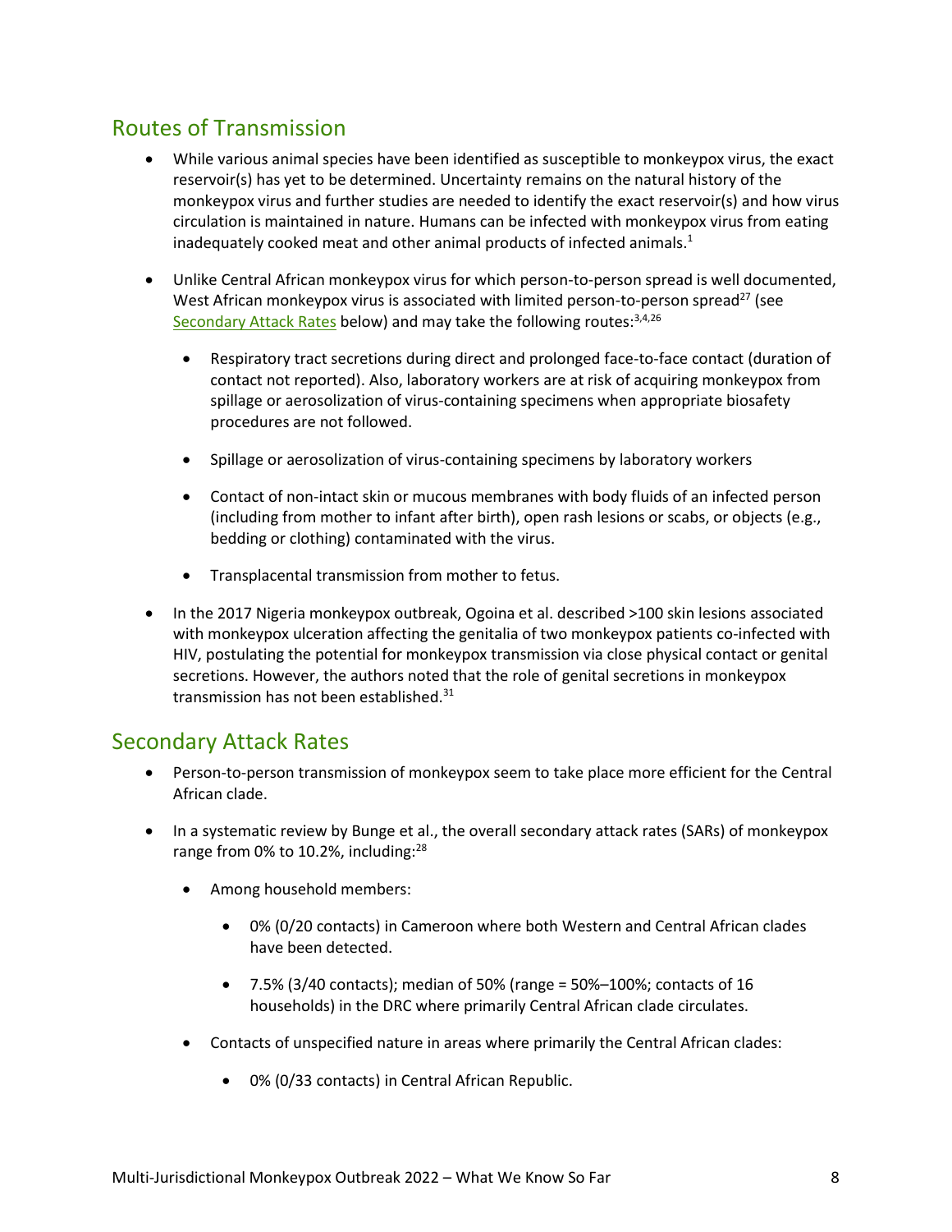## Routes of Transmission

- While various animal species have been identified as susceptible to monkeypox virus, the exact reservoir(s) has yet to be determined. Uncertainty remains on the natural history of the monkeypox virus and further studies are needed to identify the exact reservoir(s) and how virus circulation is maintained in nature. Humans can be infected with monkeypox virus from eating inadequately cooked meat and other animal products of infected animals.[1]
- Unlike Central African monkeypox virus for which person-to-person spread is well documented, West African monkeypox virus is associated with limited person-to-person spread[27] (see Secondary Attack Rates below) and may take the following routes:[3,4,26]
  - Respiratory tract secretions during direct and prolonged face-to-face contact (duration of contact not reported). Also, laboratory workers are at risk of acquiring monkeypox from spillage or aerosolization of virus-containing specimens when appropriate biosafety procedures are not followed.
  - Spillage or aerosolization of virus-containing specimens by laboratory workers
  - Contact of non-intact skin or mucous membranes with body fluids of an infected person (including from mother to infant after birth), open rash lesions or scabs, or objects (e.g., bedding or clothing) contaminated with the virus.
  - Transplacental transmission from mother to fetus.
- In the 2017 Nigeria monkeypox outbreak, Ogoina et al. described >100 skin lesions associated with monkeypox ulceration affecting the genitalia of two monkeypox patients co-infected with HIV, postulating the potential for monkeypox transmission via close physical contact or genital secretions. However, the authors noted that the role of genital secretions in monkeypox transmission has not been established.[31]

## Secondary Attack Rates

- Person-to-person transmission of monkeypox seem to take place more efficient for the Central African clade.
- In a systematic review by Bunge et al., the overall secondary attack rates (SARs) of monkeypox range from 0% to 10.2%, including:[28]
  - Among household members:
    - 0% (0/20 contacts) in Cameroon where both Western and Central African clades have been detected.
    - 7.5% (3/40 contacts); median of 50% (range = 50%–100%; contacts of 16 households) in the DRC where primarily Central African clade circulates.
  - Contacts of unspecified nature in areas where primarily the Central African clades:
    - 0% (0/33 contacts) in Central African Republic.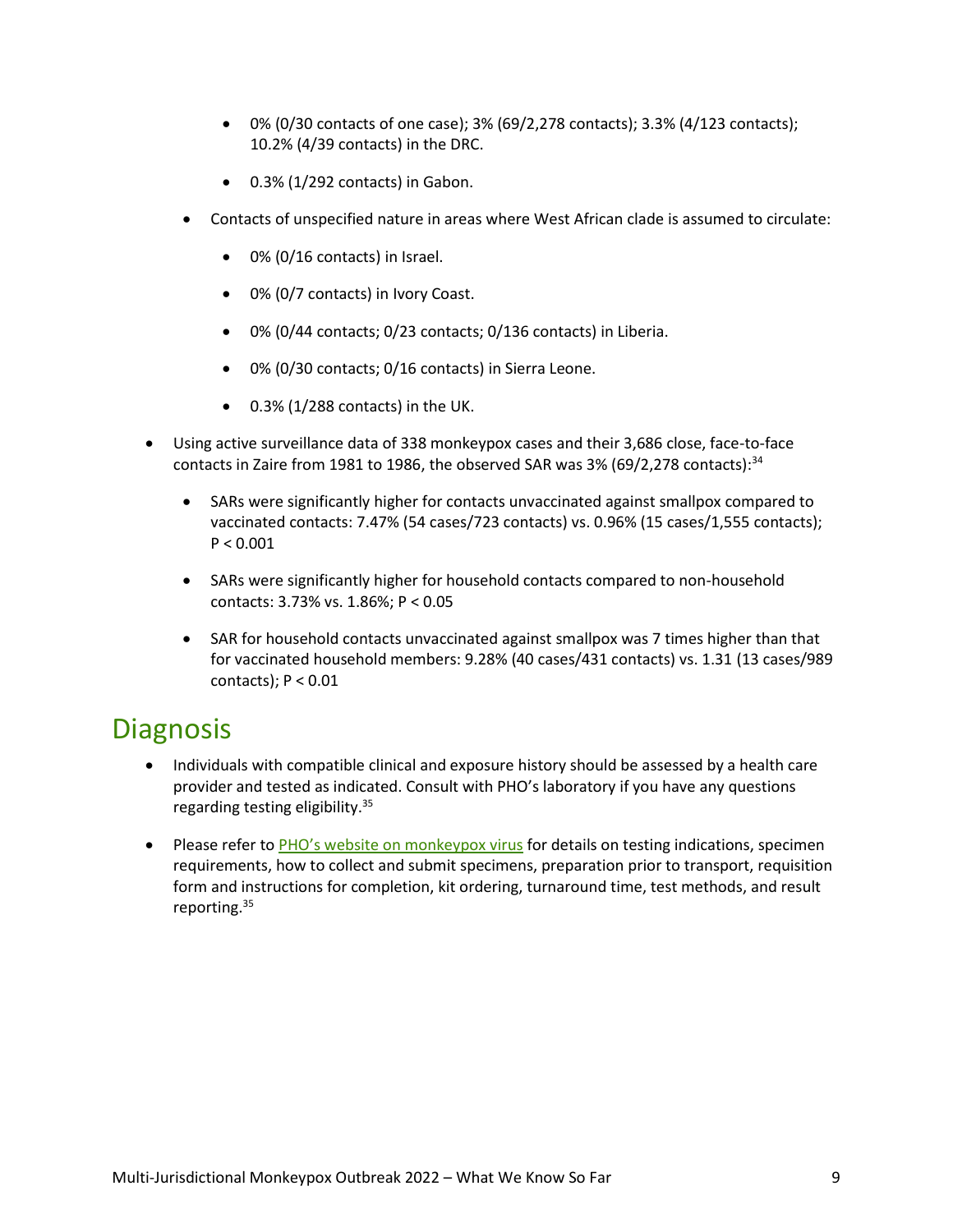- 0% (0/30 contacts of one case); 3% (69/2,278 contacts); 3.3% (4/123 contacts); 10.2% (4/39 contacts) in the DRC.
        - 0.3% (1/292 contacts) in Gabon.
    - Contacts of unspecified nature in areas where West African clade is assumed to circulate:
        - 0% (0/16 contacts) in Israel.
        - 0% (0/7 contacts) in Ivory Coast.
        - 0% (0/44 contacts; 0/23 contacts; 0/136 contacts) in Liberia.
        - 0% (0/30 contacts; 0/16 contacts) in Sierra Leone.
        - 0.3% (1/288 contacts) in the UK.
- Using active surveillance data of 338 monkeypox cases and their 3,686 close, face-to-face contacts in Zaire from 1981 to 1986, the observed SAR was 3% (69/2,278 contacts):[34]
    - SARs were significantly higher for contacts unvaccinated against smallpox compared to vaccinated contacts: 7.47% (54 cases/723 contacts) vs. 0.96% (15 cases/1,555 contacts); $P < 0.001$
    - SARs were significantly higher for household contacts compared to non-household contacts: 3.73% vs. 1.86%; $P < 0.05$
    - SAR for household contacts unvaccinated against smallpox was 7 times higher than that for vaccinated household members: 9.28% (40 cases/431 contacts) vs. 1.31 (13 cases/989 contacts); $P < 0.01$

# Diagnosis

- Individuals with compatible clinical and exposure history should be assessed by a health care provider and tested as indicated. Consult with PHO's laboratory if you have any questions regarding testing eligibility.[35]
- Please refer to PHO's website on monkeypox virus for details on testing indications, specimen requirements, how to collect and submit specimens, preparation prior to transport, requisition form and instructions for completion, kit ordering, turnaround time, test methods, and result reporting.[35]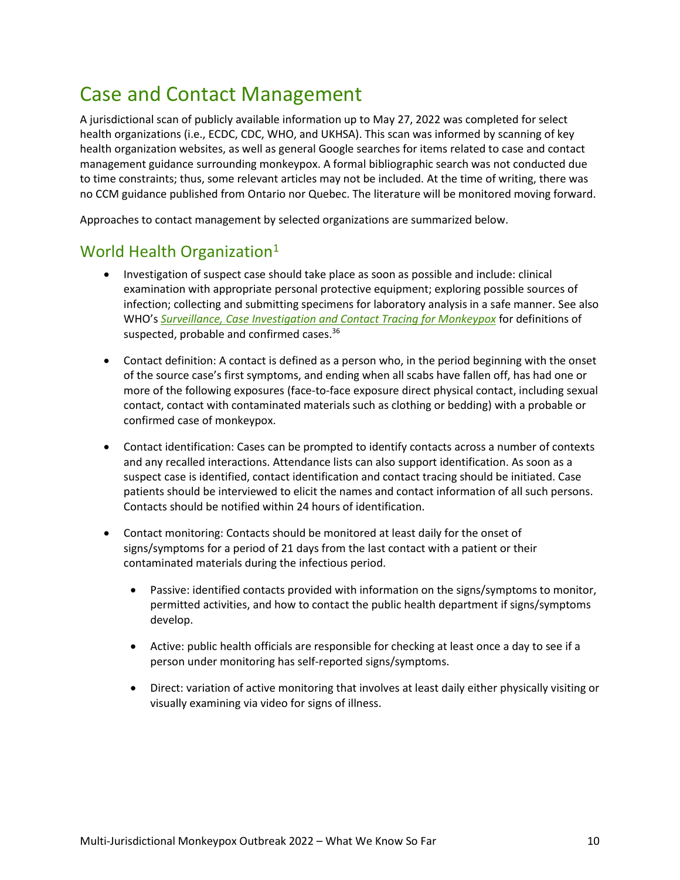# Case and Contact Management

A jurisdictional scan of publicly available information up to May 27, 2022 was completed for select health organizations (i.e., ECDC, CDC, WHO, and UKHSA). This scan was informed by scanning of key health organization websites, as well as general Google searches for items related to case and contact management guidance surrounding monkeypox. A formal bibliographic search was not conducted due to time constraints; thus, some relevant articles may not be included. At the time of writing, there was no CCM guidance published from Ontario nor Quebec. The literature will be monitored moving forward.

Approaches to contact management by selected organizations are summarized below.

## World Health Organization[1]

- Investigation of suspect case should take place as soon as possible and include: clinical examination with appropriate personal protective equipment; exploring possible sources of infection; collecting and submitting specimens for laboratory analysis in a safe manner. See also WHO's *Surveillance, Case Investigation and Contact Tracing for Monkeypox* for definitions of suspected, probable and confirmed cases.[36]
- Contact definition: A contact is defined as a person who, in the period beginning with the onset of the source case's first symptoms, and ending when all scabs have fallen off, has had one or more of the following exposures (face-to-face exposure direct physical contact, including sexual contact, contact with contaminated materials such as clothing or bedding) with a probable or confirmed case of monkeypox.
- Contact identification: Cases can be prompted to identify contacts across a number of contexts and any recalled interactions. Attendance lists can also support identification. As soon as a suspect case is identified, contact identification and contact tracing should be initiated. Case patients should be interviewed to elicit the names and contact information of all such persons. Contacts should be notified within 24 hours of identification.
- Contact monitoring: Contacts should be monitored at least daily for the onset of signs/symptoms for a period of 21 days from the last contact with a patient or their contaminated materials during the infectious period.
  - Passive: identified contacts provided with information on the signs/symptoms to monitor, permitted activities, and how to contact the public health department if signs/symptoms develop.
  - Active: public health officials are responsible for checking at least once a day to see if a person under monitoring has self-reported signs/symptoms.
  - Direct: variation of active monitoring that involves at least daily either physically visiting or visually examining via video for signs of illness.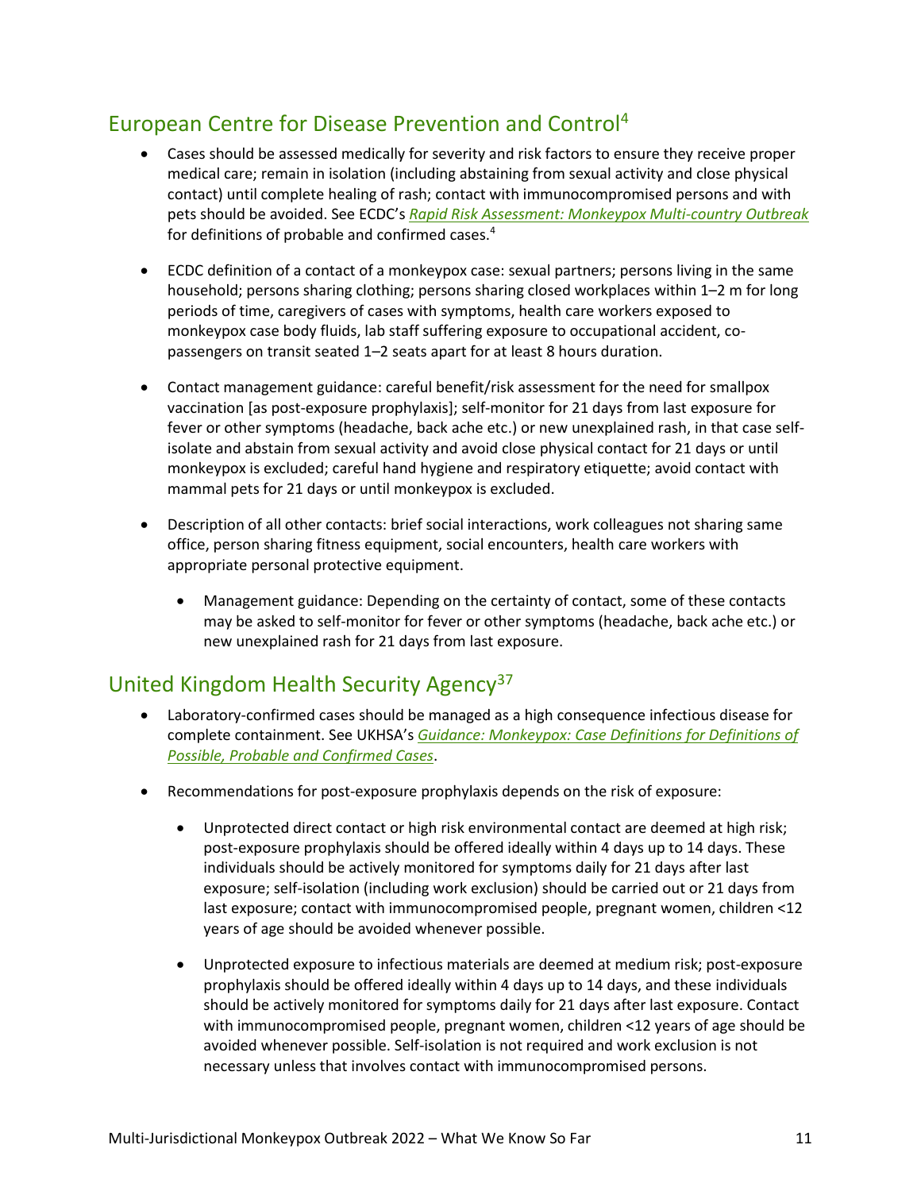## European Centre for Disease Prevention and Control[4]

- Cases should be assessed medically for severity and risk factors to ensure they receive proper medical care; remain in isolation (including abstaining from sexual activity and close physical contact) until complete healing of rash; contact with immunocompromised persons and with pets should be avoided. See ECDC's *Rapid Risk Assessment: Monkeypox Multi-country Outbreak* for definitions of probable and confirmed cases.[4]

- ECDC definition of a contact of a monkeypox case: sexual partners; persons living in the same household; persons sharing clothing; persons sharing closed workplaces within 1–2 m for long periods of time, caregivers of cases with symptoms, health care workers exposed to monkeypox case body fluids, lab staff suffering exposure to occupational accident, co-passengers on transit seated 1–2 seats apart for at least 8 hours duration.

- Contact management guidance: careful benefit/risk assessment for the need for smallpox vaccination [as post-exposure prophylaxis]; self-monitor for 21 days from last exposure for fever or other symptoms (headache, back ache etc.) or new unexplained rash, in that case self-isolate and abstain from sexual activity and avoid close physical contact for 21 days or until monkeypox is excluded; careful hand hygiene and respiratory etiquette; avoid contact with mammal pets for 21 days or until monkeypox is excluded.

- Description of all other contacts: brief social interactions, work colleagues not sharing same office, person sharing fitness equipment, social encounters, health care workers with appropriate personal protective equipment.

  - Management guidance: Depending on the certainty of contact, some of these contacts may be asked to self-monitor for fever or other symptoms (headache, back ache etc.) or new unexplained rash for 21 days from last exposure.

## United Kingdom Health Security Agency[37]

- Laboratory-confirmed cases should be managed as a high consequence infectious disease for complete containment. See UKHSA's *Guidance: Monkeypox: Case Definitions for Definitions of Possible, Probable and Confirmed Cases*.

- Recommendations for post-exposure prophylaxis depends on the risk of exposure:

  - Unprotected direct contact or high risk environmental contact are deemed at high risk; post-exposure prophylaxis should be offered ideally within 4 days up to 14 days. These individuals should be actively monitored for symptoms daily for 21 days after last exposure; self-isolation (including work exclusion) should be carried out or 21 days from last exposure; contact with immunocompromised people, pregnant women, children <12 years of age should be avoided whenever possible.

  - Unprotected exposure to infectious materials are deemed at medium risk; post-exposure prophylaxis should be offered ideally within 4 days up to 14 days, and these individuals should be actively monitored for symptoms daily for 21 days after last exposure. Contact with immunocompromised people, pregnant women, children <12 years of age should be avoided whenever possible. Self-isolation is not required and work exclusion is not necessary unless that involves contact with immunocompromised persons.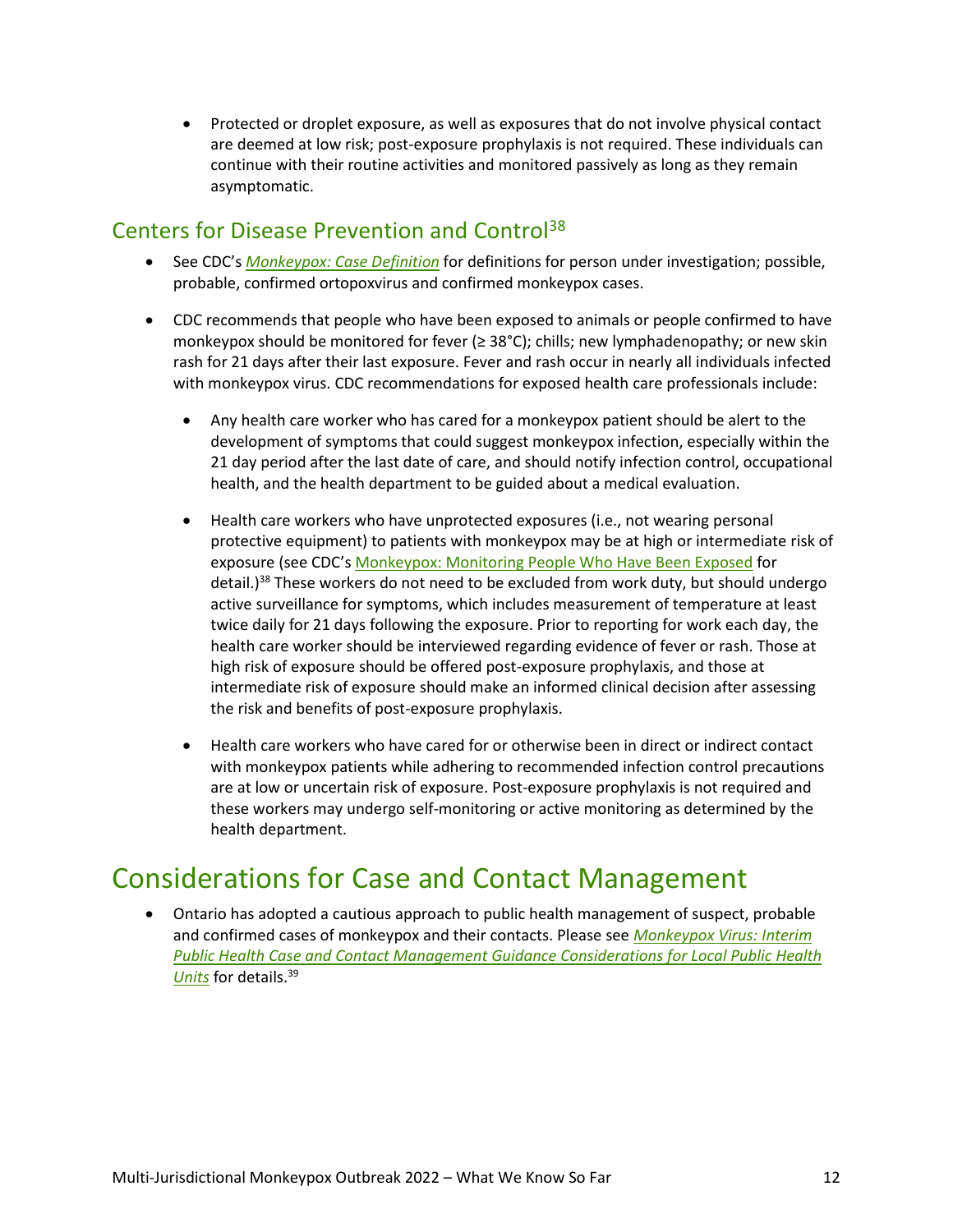- Protected or droplet exposure, as well as exposures that do not involve physical contact are deemed at low risk; post-exposure prophylaxis is not required. These individuals can continue with their routine activities and monitored passively as long as they remain asymptomatic.

## Centers for Disease Prevention and Control[38]

- See CDC's *Monkeypox: Case Definition* for definitions for person under investigation; possible, probable, confirmed ortopoxvirus and confirmed monkeypox cases.
- CDC recommends that people who have been exposed to animals or people confirmed to have monkeypox should be monitored for fever (≥ 38°C); chills; new lymphadenopathy; or new skin rash for 21 days after their last exposure. Fever and rash occur in nearly all individuals infected with monkeypox virus. CDC recommendations for exposed health care professionals include:
  - Any health care worker who has cared for a monkeypox patient should be alert to the development of symptoms that could suggest monkeypox infection, especially within the 21 day period after the last date of care, and should notify infection control, occupational health, and the health department to be guided about a medical evaluation.
  - Health care workers who have unprotected exposures (i.e., not wearing personal protective equipment) to patients with monkeypox may be at high or intermediate risk of exposure (see CDC's Monkeypox: Monitoring People Who Have Been Exposed for detail.)[38] These workers do not need to be excluded from work duty, but should undergo active surveillance for symptoms, which includes measurement of temperature at least twice daily for 21 days following the exposure. Prior to reporting for work each day, the health care worker should be interviewed regarding evidence of fever or rash. Those at high risk of exposure should be offered post-exposure prophylaxis, and those at intermediate risk of exposure should make an informed clinical decision after assessing the risk and benefits of post-exposure prophylaxis.
  - Health care workers who have cared for or otherwise been in direct or indirect contact with monkeypox patients while adhering to recommended infection control precautions are at low or uncertain risk of exposure. Post-exposure prophylaxis is not required and these workers may undergo self-monitoring or active monitoring as determined by the health department.

# Considerations for Case and Contact Management

- Ontario has adopted a cautious approach to public health management of suspect, probable and confirmed cases of monkeypox and their contacts. Please see *Monkeypox Virus: Interim Public Health Case and Contact Management Guidance Considerations for Local Public Health Units* for details.[39]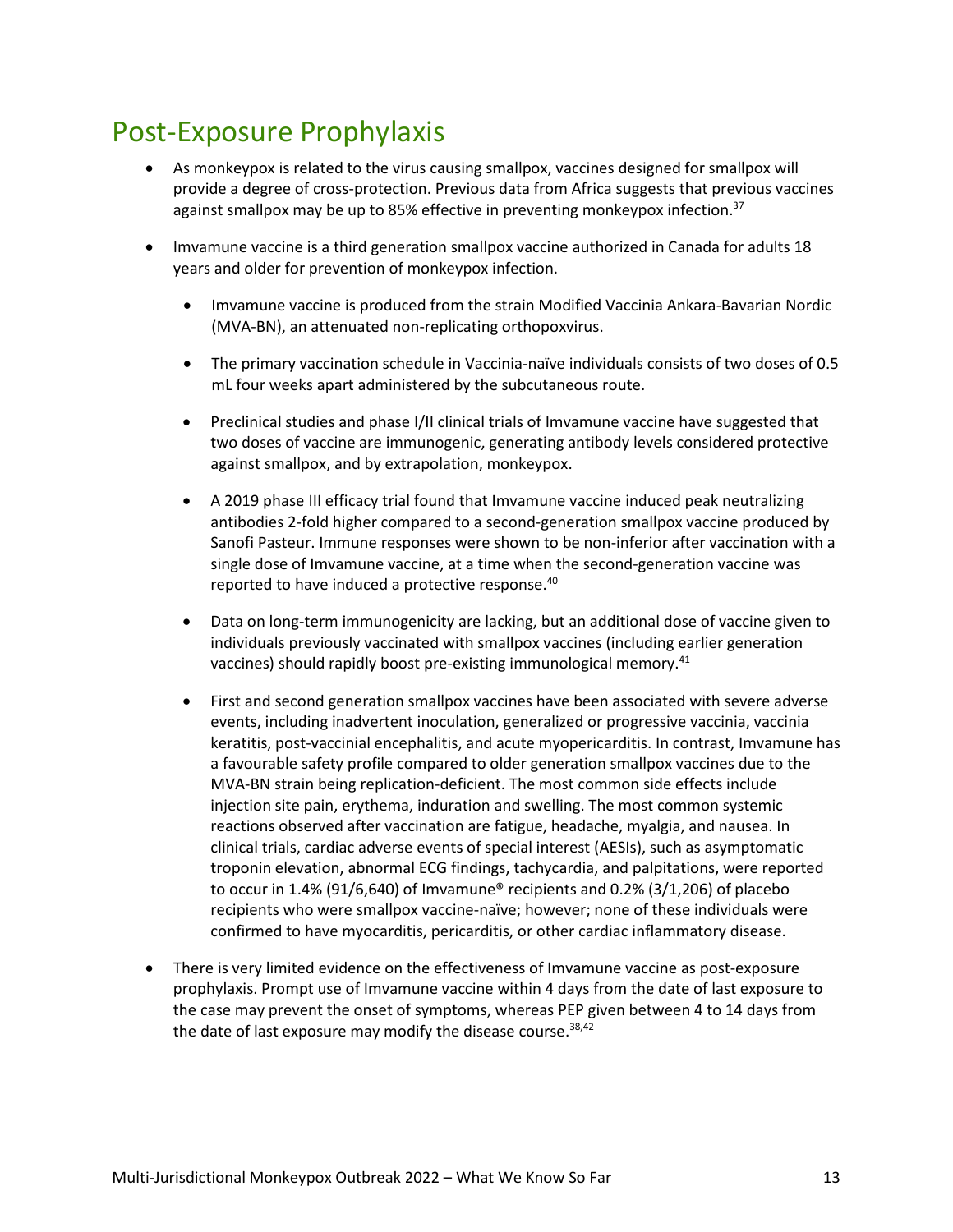# Post-Exposure Prophylaxis

- As monkeypox is related to the virus causing smallpox, vaccines designed for smallpox will provide a degree of cross-protection. Previous data from Africa suggests that previous vaccines against smallpox may be up to 85% effective in preventing monkeypox infection.[37]

- Imvamune vaccine is a third generation smallpox vaccine authorized in Canada for adults 18 years and older for prevention of monkeypox infection.

    - Imvamune vaccine is produced from the strain Modified Vaccinia Ankara-Bavarian Nordic (MVA-BN), an attenuated non-replicating orthopoxvirus.

    - The primary vaccination schedule in Vaccinia-naïve individuals consists of two doses of 0.5 mL four weeks apart administered by the subcutaneous route.

    - Preclinical studies and phase I/II clinical trials of Imvamune vaccine have suggested that two doses of vaccine are immunogenic, generating antibody levels considered protective against smallpox, and by extrapolation, monkeypox.

    - A 2019 phase III efficacy trial found that Imvamune vaccine induced peak neutralizing antibodies 2-fold higher compared to a second-generation smallpox vaccine produced by Sanofi Pasteur. Immune responses were shown to be non-inferior after vaccination with a single dose of Imvamune vaccine, at a time when the second-generation vaccine was reported to have induced a protective response.[40]

    - Data on long-term immunogenicity are lacking, but an additional dose of vaccine given to individuals previously vaccinated with smallpox vaccines (including earlier generation vaccines) should rapidly boost pre-existing immunological memory.[41]

    - First and second generation smallpox vaccines have been associated with severe adverse events, including inadvertent inoculation, generalized or progressive vaccinia, vaccinia keratitis, post-vaccinial encephalitis, and acute myopericarditis. In contrast, Imvamune has a favourable safety profile compared to older generation smallpox vaccines due to the MVA-BN strain being replication-deficient. The most common side effects include injection site pain, erythema, induration and swelling. The most common systemic reactions observed after vaccination are fatigue, headache, myalgia, and nausea. In clinical trials, cardiac adverse events of special interest (AESIs), such as asymptomatic troponin elevation, abnormal ECG findings, tachycardia, and palpitations, were reported to occur in 1.4% (91/6,640) of Imvamune® recipients and 0.2% (3/1,206) of placebo recipients who were smallpox vaccine-naïve; however; none of these individuals were confirmed to have myocarditis, pericarditis, or other cardiac inflammatory disease.

- There is very limited evidence on the effectiveness of Imvamune vaccine as post-exposure prophylaxis. Prompt use of Imvamune vaccine within 4 days from the date of last exposure to the case may prevent the onset of symptoms, whereas PEP given between 4 to 14 days from the date of last exposure may modify the disease course.[38,42]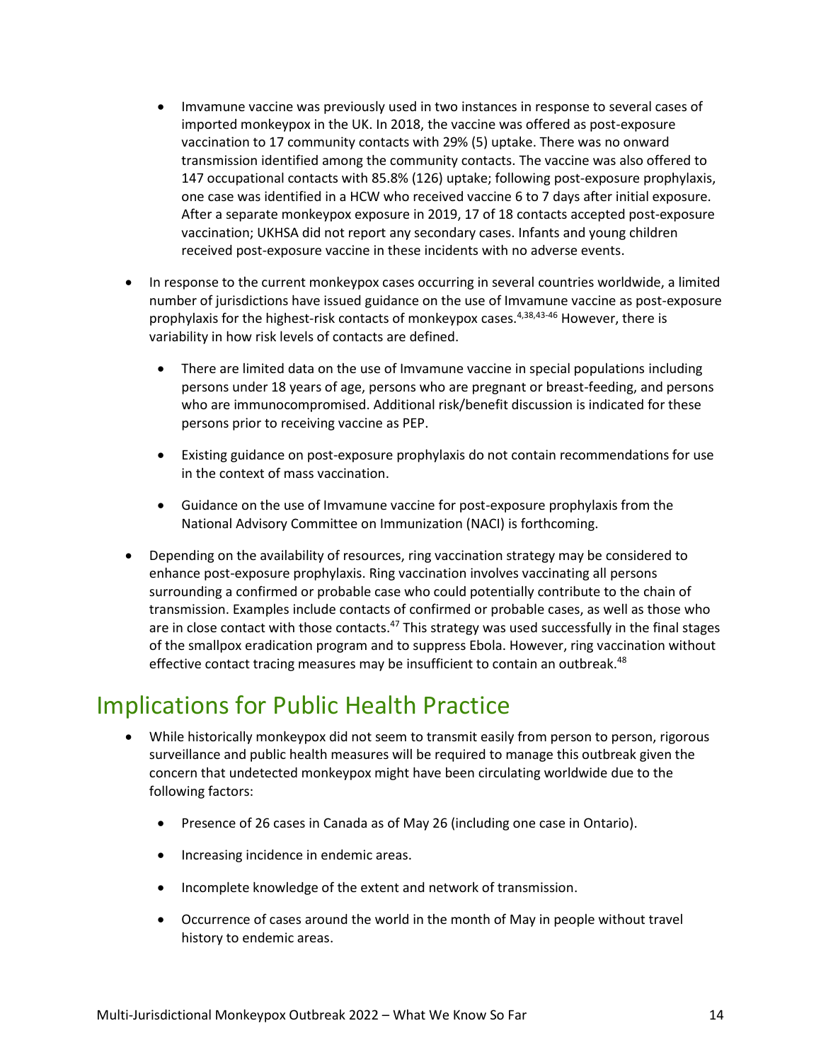- Imvamune vaccine was previously used in two instances in response to several cases of imported monkeypox in the UK. In 2018, the vaccine was offered as post-exposure vaccination to 17 community contacts with 29% (5) uptake. There was no onward transmission identified among the community contacts. The vaccine was also offered to 147 occupational contacts with 85.8% (126) uptake; following post-exposure prophylaxis, one case was identified in a HCW who received vaccine 6 to 7 days after initial exposure. After a separate monkeypox exposure in 2019, 17 of 18 contacts accepted post-exposure vaccination; UKHSA did not report any secondary cases. Infants and young children received post-exposure vaccine in these incidents with no adverse events.

- In response to the current monkeypox cases occurring in several countries worldwide, a limited number of jurisdictions have issued guidance on the use of Imvamune vaccine as post-exposure prophylaxis for the highest-risk contacts of monkeypox cases.[4,38,43-46] However, there is variability in how risk levels of contacts are defined.
  - There are limited data on the use of Imvamune vaccine in special populations including persons under 18 years of age, persons who are pregnant or breast-feeding, and persons who are immunocompromised. Additional risk/benefit discussion is indicated for these persons prior to receiving vaccine as PEP.
  - Existing guidance on post-exposure prophylaxis do not contain recommendations for use in the context of mass vaccination.
  - Guidance on the use of Imvamune vaccine for post-exposure prophylaxis from the National Advisory Committee on Immunization (NACI) is forthcoming.

- Depending on the availability of resources, ring vaccination strategy may be considered to enhance post-exposure prophylaxis. Ring vaccination involves vaccinating all persons surrounding a confirmed or probable case who could potentially contribute to the chain of transmission. Examples include contacts of confirmed or probable cases, as well as those who are in close contact with those contacts.[47] This strategy was used successfully in the final stages of the smallpox eradication program and to suppress Ebola. However, ring vaccination without effective contact tracing measures may be insufficient to contain an outbreak.[48]

# Implications for Public Health Practice

- While historically monkeypox did not seem to transmit easily from person to person, rigorous surveillance and public health measures will be required to manage this outbreak given the concern that undetected monkeypox might have been circulating worldwide due to the following factors:
  - Presence of 26 cases in Canada as of May 26 (including one case in Ontario).
  - Increasing incidence in endemic areas.
  - Incomplete knowledge of the extent and network of transmission.
  - Occurrence of cases around the world in the month of May in people without travel history to endemic areas.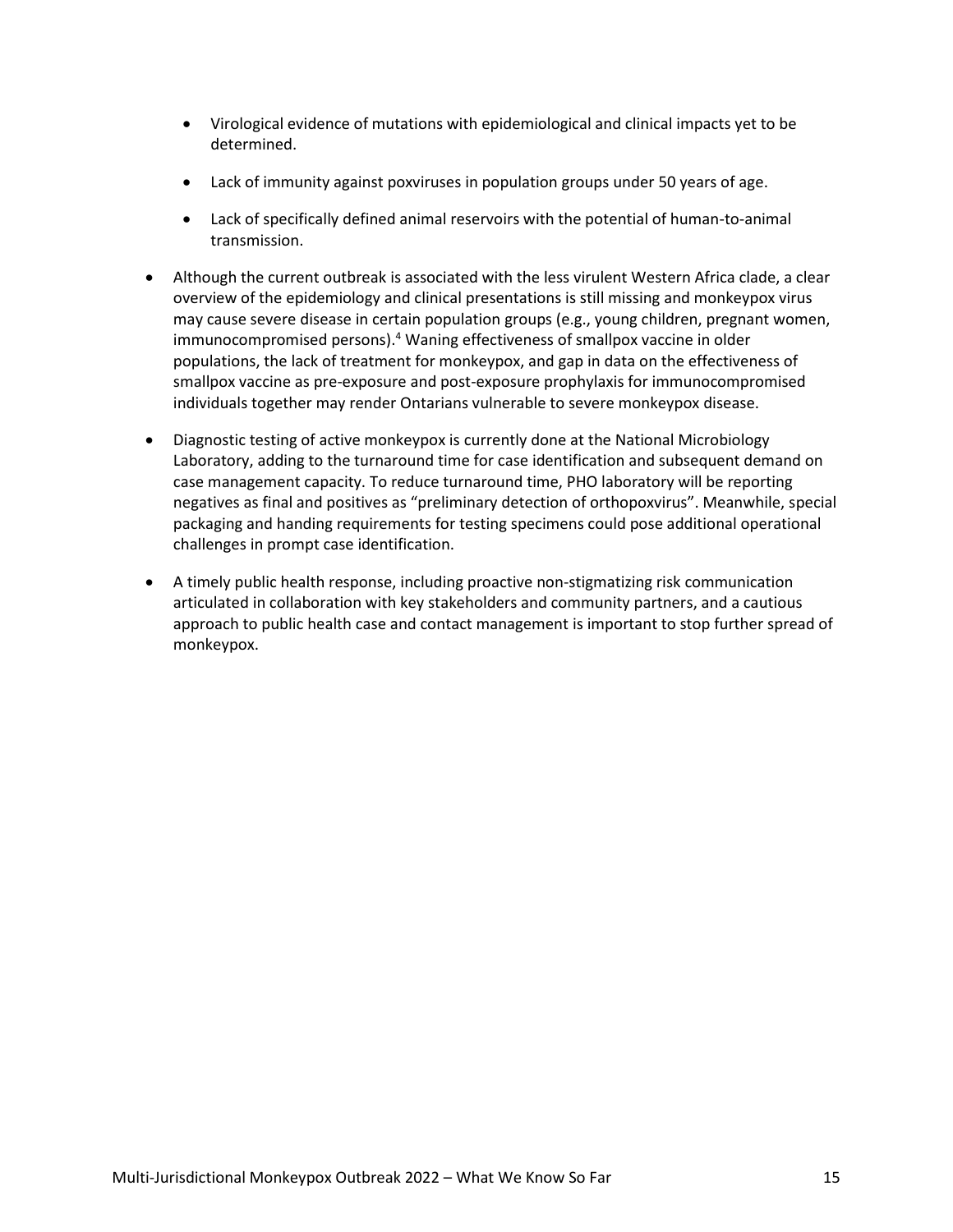- Virological evidence of mutations with epidemiological and clinical impacts yet to be determined.

  - Lack of immunity against poxviruses in population groups under 50 years of age.

  - Lack of specifically defined animal reservoirs with the potential of human-to-animal transmission.

- Although the current outbreak is associated with the less virulent Western Africa clade, a clear overview of the epidemiology and clinical presentations is still missing and monkeypox virus may cause severe disease in certain population groups (e.g., young children, pregnant women, immunocompromised persons).[4] Waning effectiveness of smallpox vaccine in older populations, the lack of treatment for monkeypox, and gap in data on the effectiveness of smallpox vaccine as pre-exposure and post-exposure prophylaxis for immunocompromised individuals together may render Ontarians vulnerable to severe monkeypox disease.

- Diagnostic testing of active monkeypox is currently done at the National Microbiology Laboratory, adding to the turnaround time for case identification and subsequent demand on case management capacity. To reduce turnaround time, PHO laboratory will be reporting negatives as final and positives as "preliminary detection of orthopoxvirus". Meanwhile, special packaging and handing requirements for testing specimens could pose additional operational challenges in prompt case identification.

- A timely public health response, including proactive non-stigmatizing risk communication articulated in collaboration with key stakeholders and community partners, and a cautious approach to public health case and contact management is important to stop further spread of monkeypox.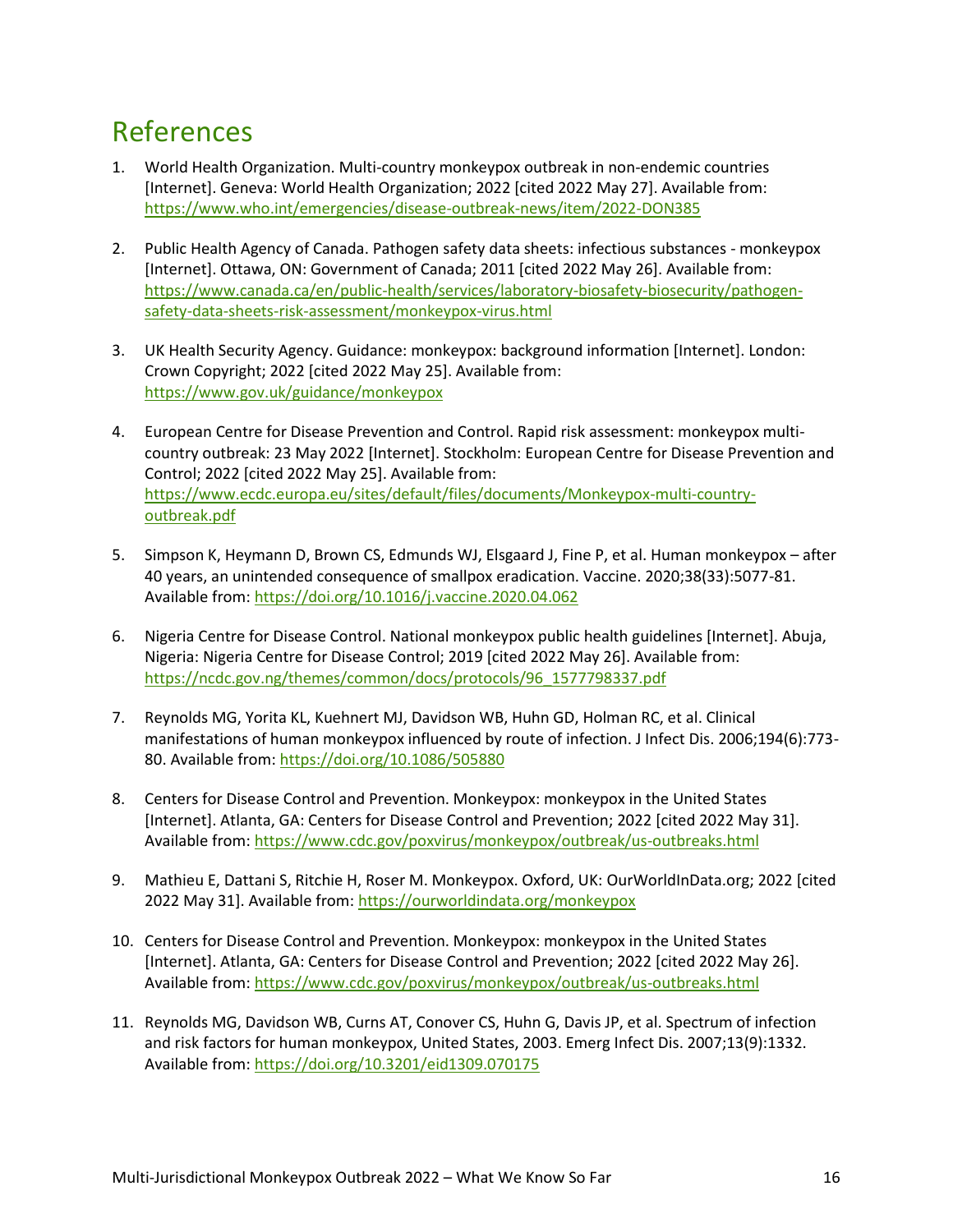# References

1. World Health Organization. Multi-country monkeypox outbreak in non-endemic countries [Internet]. Geneva: World Health Organization; 2022 [cited 2022 May 27]. Available from: https://www.who.int/emergencies/disease-outbreak-news/item/2022-DON385

2. Public Health Agency of Canada. Pathogen safety data sheets: infectious substances - monkeypox [Internet]. Ottawa, ON: Government of Canada; 2011 [cited 2022 May 26]. Available from: https://www.canada.ca/en/public-health/services/laboratory-biosafety-biosecurity/pathogen-safety-data-sheets-risk-assessment/monkeypox-virus.html

3. UK Health Security Agency. Guidance: monkeypox: background information [Internet]. London: Crown Copyright; 2022 [cited 2022 May 25]. Available from: https://www.gov.uk/guidance/monkeypox

4. European Centre for Disease Prevention and Control. Rapid risk assessment: monkeypox multi-country outbreak: 23 May 2022 [Internet]. Stockholm: European Centre for Disease Prevention and Control; 2022 [cited 2022 May 25]. Available from: https://www.ecdc.europa.eu/sites/default/files/documents/Monkeypox-multi-country-outbreak.pdf

5. Simpson K, Heymann D, Brown CS, Edmunds WJ, Elsgaard J, Fine P, et al. Human monkeypox – after 40 years, an unintended consequence of smallpox eradication. Vaccine. 2020;38(33):5077-81. Available from: https://doi.org/10.1016/j.vaccine.2020.04.062

6. Nigeria Centre for Disease Control. National monkeypox public health guidelines [Internet]. Abuja, Nigeria: Nigeria Centre for Disease Control; 2019 [cited 2022 May 26]. Available from: https://ncdc.gov.ng/themes/common/docs/protocols/96_1577798337.pdf

7. Reynolds MG, Yorita KL, Kuehnert MJ, Davidson WB, Huhn GD, Holman RC, et al. Clinical manifestations of human monkeypox influenced by route of infection. J Infect Dis. 2006;194(6):773-80. Available from: https://doi.org/10.1086/505880

8. Centers for Disease Control and Prevention. Monkeypox: monkeypox in the United States [Internet]. Atlanta, GA: Centers for Disease Control and Prevention; 2022 [cited 2022 May 31]. Available from: https://www.cdc.gov/poxvirus/monkeypox/outbreak/us-outbreaks.html

9. Mathieu E, Dattani S, Ritchie H, Roser M. Monkeypox. Oxford, UK: OurWorldInData.org; 2022 [cited 2022 May 31]. Available from: https://ourworldindata.org/monkeypox

10. Centers for Disease Control and Prevention. Monkeypox: monkeypox in the United States [Internet]. Atlanta, GA: Centers for Disease Control and Prevention; 2022 [cited 2022 May 26]. Available from: https://www.cdc.gov/poxvirus/monkeypox/outbreak/us-outbreaks.html

11. Reynolds MG, Davidson WB, Curns AT, Conover CS, Huhn G, Davis JP, et al. Spectrum of infection and risk factors for human monkeypox, United States, 2003. Emerg Infect Dis. 2007;13(9):1332. Available from: https://doi.org/10.3201/eid1309.070175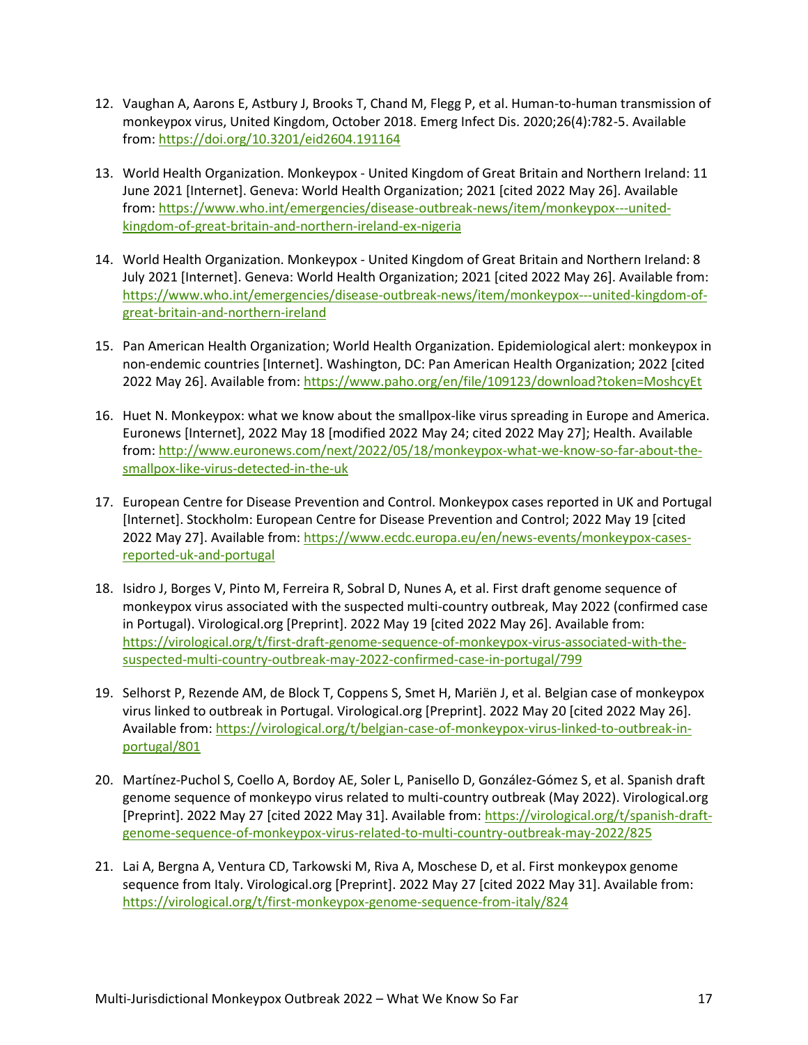12. Vaughan A, Aarons E, Astbury J, Brooks T, Chand M, Flegg P, et al. Human-to-human transmission of monkeypox virus, United Kingdom, October 2018. Emerg Infect Dis. 2020;26(4):782-5. Available from: https://doi.org/10.3201/eid2604.191164

13. World Health Organization. Monkeypox - United Kingdom of Great Britain and Northern Ireland: 11 June 2021 [Internet]. Geneva: World Health Organization; 2021 [cited 2022 May 26]. Available from: https://www.who.int/emergencies/disease-outbreak-news/item/monkeypox---united-kingdom-of-great-britain-and-northern-ireland-ex-nigeria

14. World Health Organization. Monkeypox - United Kingdom of Great Britain and Northern Ireland: 8 July 2021 [Internet]. Geneva: World Health Organization; 2021 [cited 2022 May 26]. Available from: https://www.who.int/emergencies/disease-outbreak-news/item/monkeypox---united-kingdom-of-great-britain-and-northern-ireland

15. Pan American Health Organization; World Health Organization. Epidemiological alert: monkeypox in non-endemic countries [Internet]. Washington, DC: Pan American Health Organization; 2022 [cited 2022 May 26]. Available from: https://www.paho.org/en/file/109123/download?token=MoshcyEt

16. Huet N. Monkeypox: what we know about the smallpox-like virus spreading in Europe and America. Euronews [Internet], 2022 May 18 [modified 2022 May 24; cited 2022 May 27]; Health. Available from: http://www.euronews.com/next/2022/05/18/monkeypox-what-we-know-so-far-about-the-smallpox-like-virus-detected-in-the-uk

17. European Centre for Disease Prevention and Control. Monkeypox cases reported in UK and Portugal [Internet]. Stockholm: European Centre for Disease Prevention and Control; 2022 May 19 [cited 2022 May 27]. Available from: https://www.ecdc.europa.eu/en/news-events/monkeypox-cases-reported-uk-and-portugal

18. Isidro J, Borges V, Pinto M, Ferreira R, Sobral D, Nunes A, et al. First draft genome sequence of monkeypox virus associated with the suspected multi-country outbreak, May 2022 (confirmed case in Portugal). Virological.org [Preprint]. 2022 May 19 [cited 2022 May 26]. Available from: https://virological.org/t/first-draft-genome-sequence-of-monkeypox-virus-associated-with-the-suspected-multi-country-outbreak-may-2022-confirmed-case-in-portugal/799

19. Selhorst P, Rezende AM, de Block T, Coppens S, Smet H, Mariën J, et al. Belgian case of monkeypox virus linked to outbreak in Portugal. Virological.org [Preprint]. 2022 May 20 [cited 2022 May 26]. Available from: https://virological.org/t/belgian-case-of-monkeypox-virus-linked-to-outbreak-in-portugal/801

20. Martínez-Puchol S, Coello A, Bordoy AE, Soler L, Panisello D, González-Gómez S, et al. Spanish draft genome sequence of monkeypo virus related to multi-country outbreak (May 2022). Virological.org [Preprint]. 2022 May 27 [cited 2022 May 31]. Available from: https://virological.org/t/spanish-draft-genome-sequence-of-monkeypox-virus-related-to-multi-country-outbreak-may-2022/825

21. Lai A, Bergna A, Ventura CD, Tarkowski M, Riva A, Moschese D, et al. First monkeypox genome sequence from Italy. Virological.org [Preprint]. 2022 May 27 [cited 2022 May 31]. Available from: https://virological.org/t/first-monkeypox-genome-sequence-from-italy/824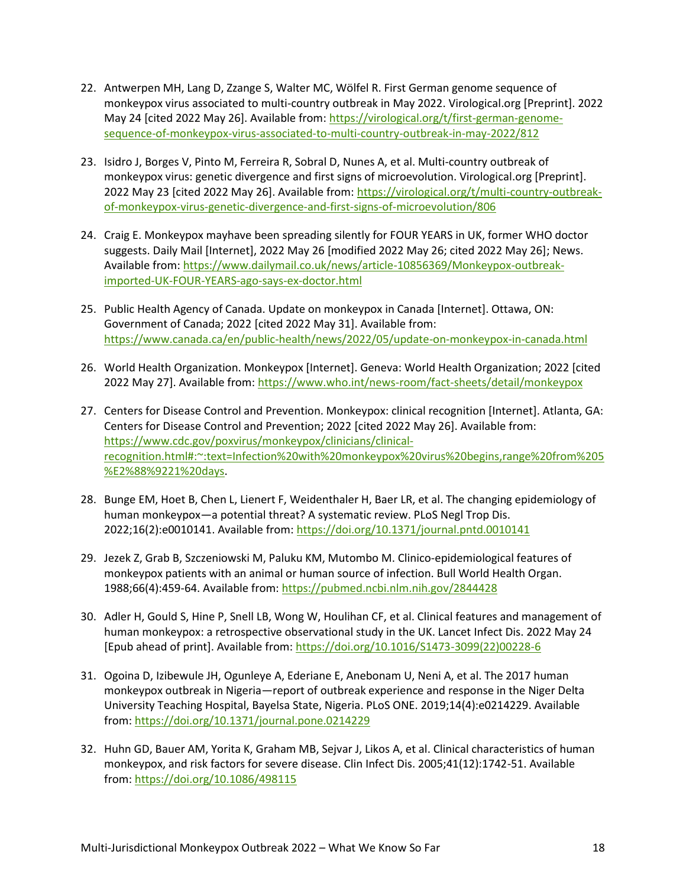22. Antwerpen MH, Lang D, Zzange S, Walter MC, Wölfel R. First German genome sequence of monkeypox virus associated to multi-country outbreak in May 2022. Virological.org [Preprint]. 2022 May 24 [cited 2022 May 26]. Available from: https://virological.org/t/first-german-genome-sequence-of-monkeypox-virus-associated-to-multi-country-outbreak-in-may-2022/812

23. Isidro J, Borges V, Pinto M, Ferreira R, Sobral D, Nunes A, et al. Multi-country outbreak of monkeypox virus: genetic divergence and first signs of microevolution. Virological.org [Preprint]. 2022 May 23 [cited 2022 May 26]. Available from: https://virological.org/t/multi-country-outbreak-of-monkeypox-virus-genetic-divergence-and-first-signs-of-microevolution/806

24. Craig E. Monkeypox mayhave been spreading silently for FOUR YEARS in UK, former WHO doctor suggests. Daily Mail [Internet], 2022 May 26 [modified 2022 May 26; cited 2022 May 26]; News. Available from: https://www.dailymail.co.uk/news/article-10856369/Monkeypox-outbreak-imported-UK-FOUR-YEARS-ago-says-ex-doctor.html

25. Public Health Agency of Canada. Update on monkeypox in Canada [Internet]. Ottawa, ON: Government of Canada; 2022 [cited 2022 May 31]. Available from: https://www.canada.ca/en/public-health/news/2022/05/update-on-monkeypox-in-canada.html

26. World Health Organization. Monkeypox [Internet]. Geneva: World Health Organization; 2022 [cited 2022 May 27]. Available from: https://www.who.int/news-room/fact-sheets/detail/monkeypox

27. Centers for Disease Control and Prevention. Monkeypox: clinical recognition [Internet]. Atlanta, GA: Centers for Disease Control and Prevention; 2022 [cited 2022 May 26]. Available from: https://www.cdc.gov/poxvirus/monkeypox/clinicians/clinical-recognition.html#:~:text=Infection%20with%20monkeypox%20virus%20begins,range%20from%205%E2%88%9221%20days.

28. Bunge EM, Hoet B, Chen L, Lienert F, Weidenthaler H, Baer LR, et al. The changing epidemiology of human monkeypox—a potential threat? A systematic review. PLoS Negl Trop Dis. 2022;16(2):e0010141. Available from: https://doi.org/10.1371/journal.pntd.0010141

29. Jezek Z, Grab B, Szczeniowski M, Paluku KM, Mutombo M. Clinico-epidemiological features of monkeypox patients with an animal or human source of infection. Bull World Health Organ. 1988;66(4):459-64. Available from: https://pubmed.ncbi.nlm.nih.gov/2844428

30. Adler H, Gould S, Hine P, Snell LB, Wong W, Houlihan CF, et al. Clinical features and management of human monkeypox: a retrospective observational study in the UK. Lancet Infect Dis. 2022 May 24 [Epub ahead of print]. Available from: https://doi.org/10.1016/S1473-3099(22)00228-6

31. Ogoina D, Izibewule JH, Ogunleye A, Ederiane E, Anebonam U, Neni A, et al. The 2017 human monkeypox outbreak in Nigeria—report of outbreak experience and response in the Niger Delta University Teaching Hospital, Bayelsa State, Nigeria. PLoS ONE. 2019;14(4):e0214229. Available from: https://doi.org/10.1371/journal.pone.0214229

32. Huhn GD, Bauer AM, Yorita K, Graham MB, Sejvar J, Likos A, et al. Clinical characteristics of human monkeypox, and risk factors for severe disease. Clin Infect Dis. 2005;41(12):1742-51. Available from: https://doi.org/10.1086/498115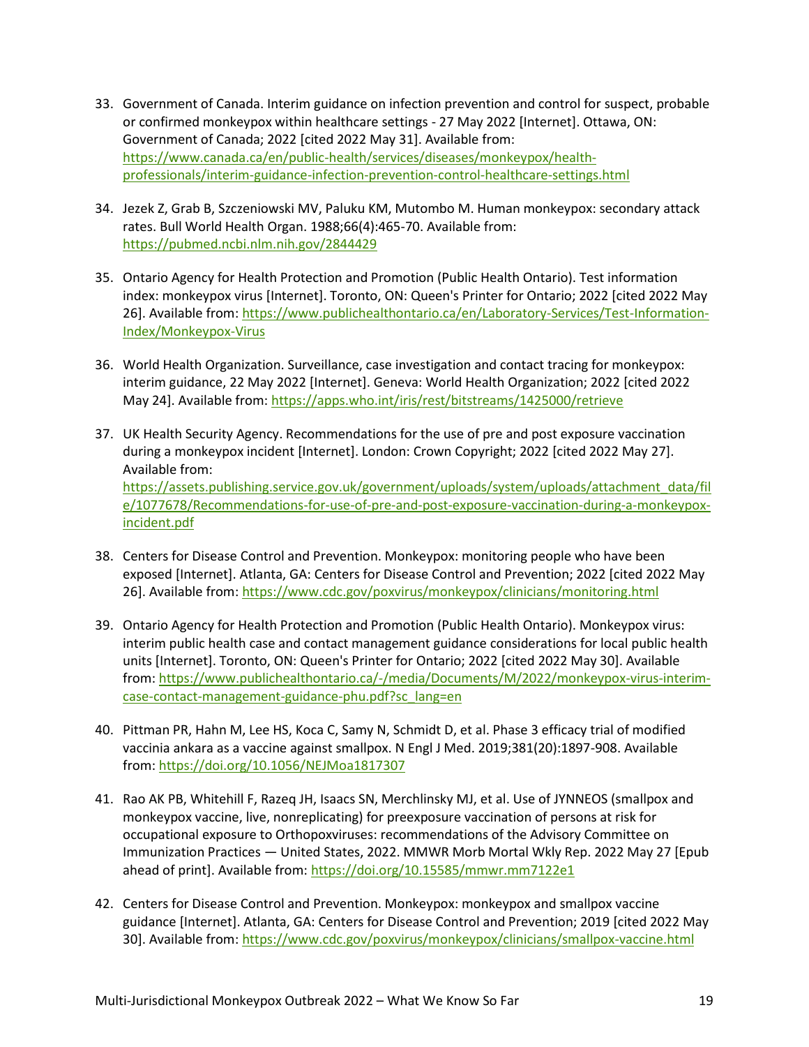33. Government of Canada. Interim guidance on infection prevention and control for suspect, probable or confirmed monkeypox within healthcare settings - 27 May 2022 [Internet]. Ottawa, ON: Government of Canada; 2022 [cited 2022 May 31]. Available from: https://www.canada.ca/en/public-health/services/diseases/monkeypox/health-professionals/interim-guidance-infection-prevention-control-healthcare-settings.html

34. Jezek Z, Grab B, Szczeniowski MV, Paluku KM, Mutombo M. Human monkeypox: secondary attack rates. Bull World Health Organ. 1988;66(4):465-70. Available from: https://pubmed.ncbi.nlm.nih.gov/2844429

35. Ontario Agency for Health Protection and Promotion (Public Health Ontario). Test information index: monkeypox virus [Internet]. Toronto, ON: Queen's Printer for Ontario; 2022 [cited 2022 May 26]. Available from: https://www.publichealthontario.ca/en/Laboratory-Services/Test-Information-Index/Monkeypox-Virus

36. World Health Organization. Surveillance, case investigation and contact tracing for monkeypox: interim guidance, 22 May 2022 [Internet]. Geneva: World Health Organization; 2022 [cited 2022 May 24]. Available from: https://apps.who.int/iris/rest/bitstreams/1425000/retrieve

37. UK Health Security Agency. Recommendations for the use of pre and post exposure vaccination during a monkeypox incident [Internet]. London: Crown Copyright; 2022 [cited 2022 May 27]. Available from: https://assets.publishing.service.gov.uk/government/uploads/system/uploads/attachment_data/file/1077678/Recommendations-for-use-of-pre-and-post-exposure-vaccination-during-a-monkeypox-incident.pdf

38. Centers for Disease Control and Prevention. Monkeypox: monitoring people who have been exposed [Internet]. Atlanta, GA: Centers for Disease Control and Prevention; 2022 [cited 2022 May 26]. Available from: https://www.cdc.gov/poxvirus/monkeypox/clinicians/monitoring.html

39. Ontario Agency for Health Protection and Promotion (Public Health Ontario). Monkeypox virus: interim public health case and contact management guidance considerations for local public health units [Internet]. Toronto, ON: Queen's Printer for Ontario; 2022 [cited 2022 May 30]. Available from: https://www.publichealthontario.ca/-/media/Documents/M/2022/monkeypox-virus-interim-case-contact-management-guidance-phu.pdf?sc_lang=en

40. Pittman PR, Hahn M, Lee HS, Koca C, Samy N, Schmidt D, et al. Phase 3 efficacy trial of modified vaccinia ankara as a vaccine against smallpox. N Engl J Med. 2019;381(20):1897-908. Available from: https://doi.org/10.1056/NEJMoa1817307

41. Rao AK PB, Whitehill F, Razeq JH, Isaacs SN, Merchlinsky MJ, et al. Use of JYNNEOS (smallpox and monkeypox vaccine, live, nonreplicating) for preexposure vaccination of persons at risk for occupational exposure to Orthopoxviruses: recommendations of the Advisory Committee on Immunization Practices — United States, 2022. MMWR Morb Mortal Wkly Rep. 2022 May 27 [Epub ahead of print]. Available from: https://doi.org/10.15585/mmwr.mm7122e1

42. Centers for Disease Control and Prevention. Monkeypox: monkeypox and smallpox vaccine guidance [Internet]. Atlanta, GA: Centers for Disease Control and Prevention; 2019 [cited 2022 May 30]. Available from: https://www.cdc.gov/poxvirus/monkeypox/clinicians/smallpox-vaccine.html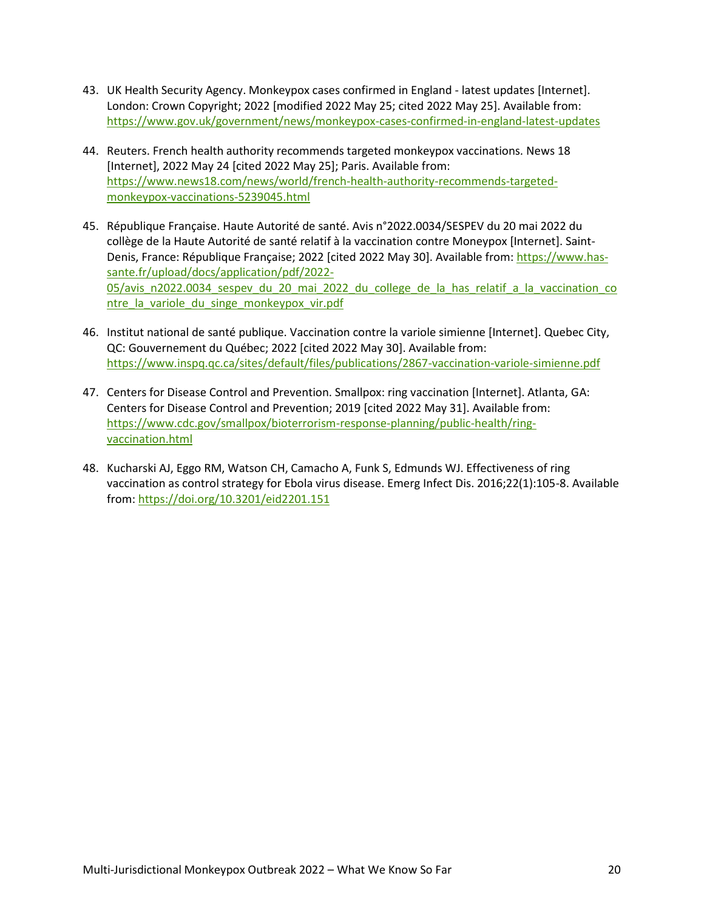43. UK Health Security Agency. Monkeypox cases confirmed in England - latest updates [Internet]. London: Crown Copyright; 2022 [modified 2022 May 25; cited 2022 May 25]. Available from: https://www.gov.uk/government/news/monkeypox-cases-confirmed-in-england-latest-updates

44. Reuters. French health authority recommends targeted monkeypox vaccinations. News 18 [Internet], 2022 May 24 [cited 2022 May 25]; Paris. Available from: https://www.news18.com/news/world/french-health-authority-recommends-targeted-monkeypox-vaccinations-5239045.html

45. République Française. Haute Autorité de santé. Avis n°2022.0034/SESPEV du 20 mai 2022 du collège de la Haute Autorité de santé relatif à la vaccination contre Moneypox [Internet]. Saint-Denis, France: République Française; 2022 [cited 2022 May 30]. Available from: https://www.has-sante.fr/upload/docs/application/pdf/2022-05/avis_n2022.0034_sespev_du_20_mai_2022_du_college_de_la_has_relatif_a_la_vaccination_contre_la_variole_du_singe_monkeypox_vir.pdf

46. Institut national de santé publique. Vaccination contre la variole simienne [Internet]. Quebec City, QC: Gouvernement du Québec; 2022 [cited 2022 May 30]. Available from: https://www.inspq.qc.ca/sites/default/files/publications/2867-vaccination-variole-simienne.pdf

47. Centers for Disease Control and Prevention. Smallpox: ring vaccination [Internet]. Atlanta, GA: Centers for Disease Control and Prevention; 2019 [cited 2022 May 31]. Available from: https://www.cdc.gov/smallpox/bioterrorism-response-planning/public-health/ring-vaccination.html

48. Kucharski AJ, Eggo RM, Watson CH, Camacho A, Funk S, Edmunds WJ. Effectiveness of ring vaccination as control strategy for Ebola virus disease. Emerg Infect Dis. 2016;22(1):105-8. Available from: https://doi.org/10.3201/eid2201.151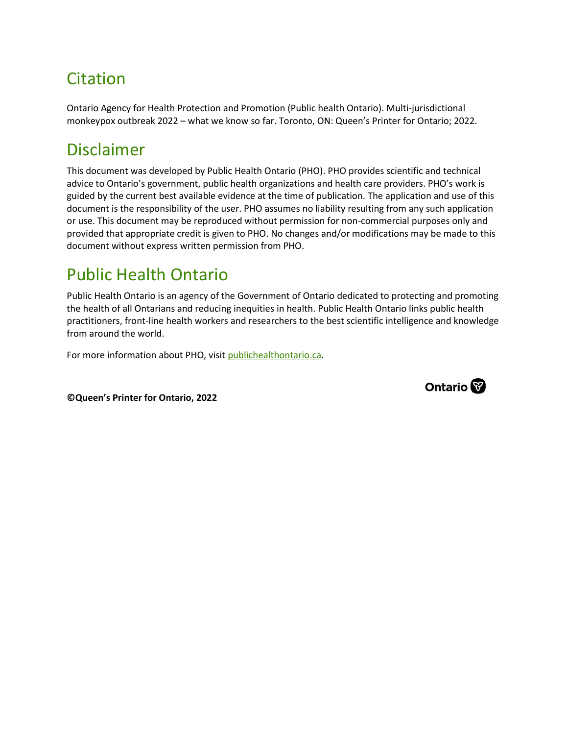# Citation

Ontario Agency for Health Protection and Promotion (Public health Ontario). Multi-jurisdictional monkeypox outbreak 2022 – what we know so far. Toronto, ON: Queen's Printer for Ontario; 2022.

# Disclaimer

This document was developed by Public Health Ontario (PHO). PHO provides scientific and technical advice to Ontario's government, public health organizations and health care providers. PHO's work is guided by the current best available evidence at the time of publication. The application and use of this document is the responsibility of the user. PHO assumes no liability resulting from any such application or use. This document may be reproduced without permission for non-commercial purposes only and provided that appropriate credit is given to PHO. No changes and/or modifications may be made to this document without express written permission from PHO.

# Public Health Ontario

Public Health Ontario is an agency of the Government of Ontario dedicated to protecting and promoting the health of all Ontarians and reducing inequities in health. Public Health Ontario links public health practitioners, front-line health workers and researchers to the best scientific intelligence and knowledge from around the world.

For more information about PHO, visit publichealthontario.ca.

**©Queen's Printer for Ontario, 2022**

Ontario